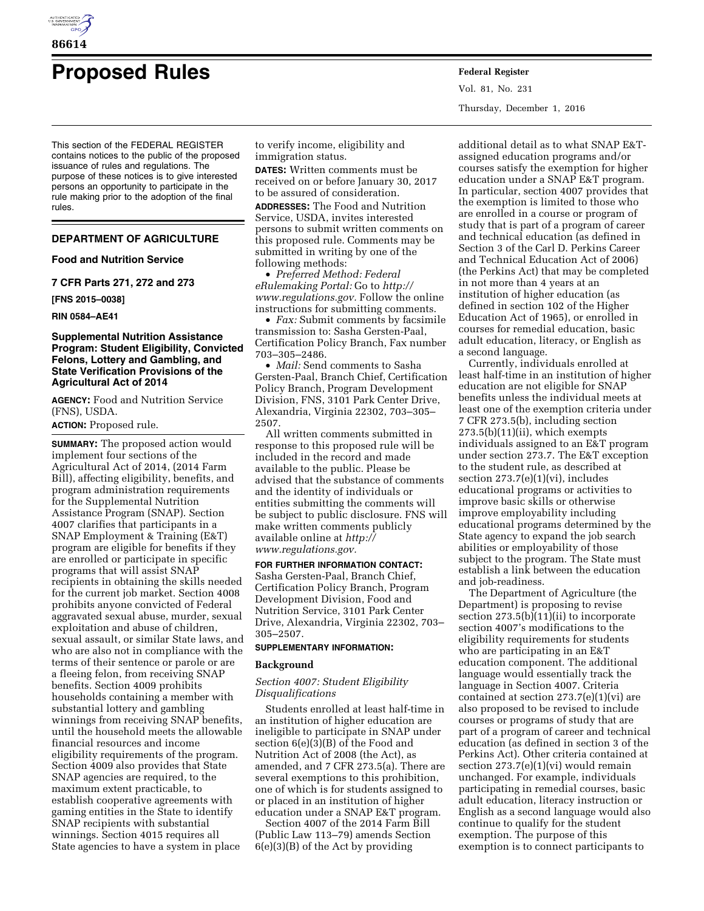# Proposed Rules

This section of the FEDERAL REGISTER contains notices to the public of the proposed issuance of rules and regulations. The purpose of these notices is to give interested persons an opportunity to participate in the rule making prior to the adoption of the final rules.

## DEPARTMENT OF AGRICULTURE

### Food and Nutrition Service

### 7 CFR Parts 271, 272 and 273

**[FNS 2015–0038]**

**RIN 0584–AE41**

### Supplemental Nutrition Assistance Program: Student Eligibility, Convicted Felons, Lottery and Gambling, and State Verification Provisions of the Agricultural Act of 2014

**AGENCY:** Food and Nutrition Service (FNS), USDA.

**ACTION:** Proposed rule.

**SUMMARY:** The proposed action would implement four sections of the Agricultural Act of 2014, (2014 Farm Bill), affecting eligibility, benefits, and program administration requirements for the Supplemental Nutrition Assistance Program (SNAP). Section 4007 clarifies that participants in a SNAP Employment & Training (E&T) program are eligible for benefits if they are enrolled or participate in specific programs that will assist SNAP recipients in obtaining the skills needed for the current job market. Section 4008 prohibits anyone convicted of Federal aggravated sexual abuse, murder, sexual exploitation and abuse of children, sexual assault, or similar State laws, and who are also not in compliance with the terms of their sentence or parole or are a fleeing felon, from receiving SNAP benefits. Section 4009 prohibits households containing a member with substantial lottery and gambling winnings from receiving SNAP benefits, until the household meets the allowable financial resources and income eligibility requirements of the program. Section 4009 also provides that State SNAP agencies are required, to the maximum extent practicable, to establish cooperative agreements with gaming entities in the State to identify SNAP recipients with substantial winnings. Section 4015 requires all State agencies to have a system in place to verify income, eligibility and immigration status.

**DATES:** Written comments must be received on or before January 30, 2017 to be assured of consideration.

**ADDRESSES:** The Food and Nutrition Service, USDA, invites interested persons to submit written comments on this proposed rule. Comments may be submitted in writing by one of the following methods:

- *Preferred Method: Federal eRulemaking Portal:* Go to *http://www.regulations.gov.* Follow the online instructions for submitting comments.
- *Fax:* Submit comments by facsimile transmission to: Sasha Gersten-Paal, Certification Policy Branch, Fax number 703–305–2486.
- *Mail:* Send comments to Sasha Gersten-Paal, Branch Chief, Certification Policy Branch, Program Development Division, FNS, 3101 Park Center Drive, Alexandria, Virginia 22302, 703–305–2507.

All written comments submitted in response to this proposed rule will be included in the record and made available to the public. Please be advised that the substance of comments and the identity of individuals or entities submitting the comments will be subject to public disclosure. FNS will make written comments publicly available online at *http://www.regulations.gov.*

**FOR FURTHER INFORMATION CONTACT:** Sasha Gersten-Paal, Branch Chief, Certification Policy Branch, Program Development Division, Food and Nutrition Service, 3101 Park Center Drive, Alexandria, Virginia 22302, 703–305–2507.

**SUPPLEMENTARY INFORMATION:**

## Background

### *Section 4007: Student Eligibility Disqualifications*

Students enrolled at least half-time in an institution of higher education are ineligible to participate in SNAP under section 6(e)(3)(B) of the Food and Nutrition Act of 2008 (the Act), as amended, and 7 CFR 273.5(a). There are several exemptions to this prohibition, one of which is for students assigned to or placed in an institution of higher education under a SNAP E&T program.

Section 4007 of the 2014 Farm Bill (Public Law 113–79) amends Section 6(e)(3)(B) of the Act by providing additional detail as to what SNAP E&T-assigned education programs and/or courses satisfy the exemption for higher education under a SNAP E&T program. In particular, section 4007 provides that the exemption is limited to those who are enrolled in a course or program of study that is part of a program of career and technical education (as defined in Section 3 of the Carl D. Perkins Career and Technical Education Act of 2006) (the Perkins Act) that may be completed in not more than 4 years at an institution of higher education (as defined in section 102 of the Higher Education Act of 1965), or enrolled in courses for remedial education, basic adult education, literacy, or English as a second language.

Currently, individuals enrolled at least half-time in an institution of higher education are not eligible for SNAP benefits unless the individual meets at least one of the exemption criteria under 7 CFR 273.5(b), including section 273.5(b)(11)(ii), which exempts individuals assigned to an E&T program under section 273.7. The E&T exception to the student rule, as described at section 273.7(e)(1)(vi), includes educational programs or activities to improve basic skills or otherwise improve employability including educational programs determined by the State agency to expand the job search abilities or employability of those subject to the program. The State must establish a link between the education and job-readiness.

The Department of Agriculture (the Department) is proposing to revise section 273.5(b)(11)(ii) to incorporate section 4007's modifications to the eligibility requirements for students who are participating in an E&T education component. The additional language would essentially track the language in Section 4007. Criteria contained at section 273.7(e)(1)(vi) are also proposed to be revised to include courses or programs of study that are part of a program of career and technical education (as defined in section 3 of the Perkins Act). Other criteria contained at section 273.7(e)(1)(vi) would remain unchanged. For example, individuals participating in remedial courses, basic adult education, literacy instruction or English as a second language would also continue to qualify for the student exemption. The purpose of this exemption is to connect participants to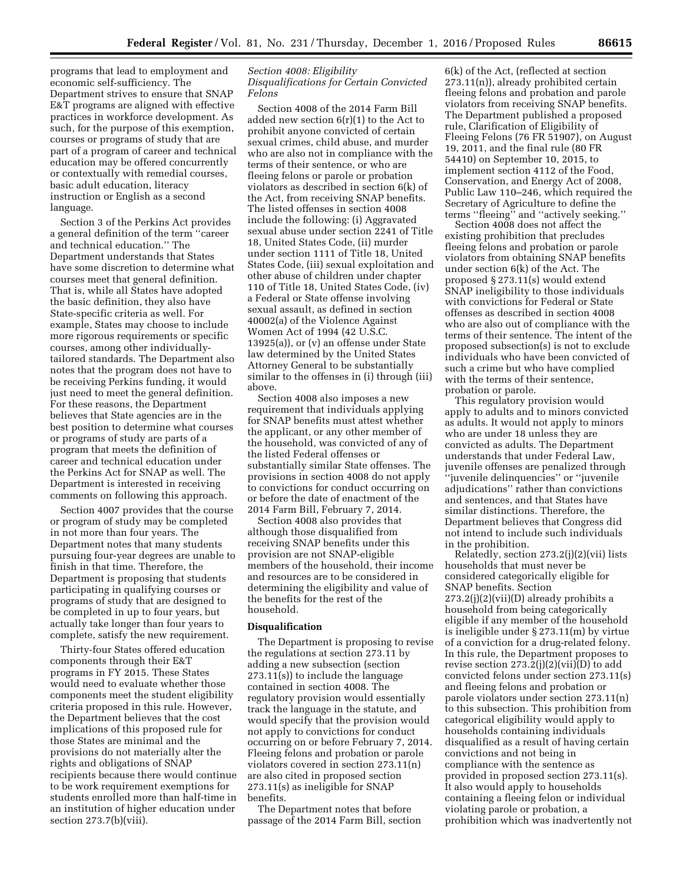programs that lead to employment and economic self-sufficiency. The Department strives to ensure that SNAP E&T programs are aligned with effective practices in workforce development. As such, for the purpose of this exemption, courses or programs of study that are part of a program of career and technical education may be offered concurrently or contextually with remedial courses, basic adult education, literacy instruction or English as a second language.

Section 3 of the Perkins Act provides a general definition of the term ''career and technical education.'' The Department understands that States have some discretion to determine what courses meet that general definition. That is, while all States have adopted the basic definition, they also have State-specific criteria as well. For example, States may choose to include more rigorous requirements or specific courses, among other individually-tailored standards. The Department also notes that the program does not have to be receiving Perkins funding, it would just need to meet the general definition. For these reasons, the Department believes that State agencies are in the best position to determine what courses or programs of study are parts of a program that meets the definition of career and technical education under the Perkins Act for SNAP as well. The Department is interested in receiving comments on following this approach.

Section 4007 provides that the course or program of study may be completed in not more than four years. The Department notes that many students pursuing four-year degrees are unable to finish in that time. Therefore, the Department is proposing that students participating in qualifying courses or programs of study that are designed to be completed in up to four years, but actually take longer than four years to complete, satisfy the new requirement.

Thirty-four States offered education components through their E&T programs in FY 2015. These States would need to evaluate whether those components meet the student eligibility criteria proposed in this rule. However, the Department believes that the cost implications of this proposed rule for those States are minimal and the provisions do not materially alter the rights and obligations of SNAP recipients because there would continue to be work requirement exemptions for students enrolled more than half-time in an institution of higher education under section 273.7(b)(viii).

*Section 4008: Eligibility Disqualifications for Certain Convicted Felons*

Section 4008 of the 2014 Farm Bill added new section 6(r)(1) to the Act to prohibit anyone convicted of certain sexual crimes, child abuse, and murder who are also not in compliance with the terms of their sentence, or who are fleeing felons or parole or probation violators as described in section 6(k) of the Act, from receiving SNAP benefits. The listed offenses in section 4008 include the following: (i) Aggravated sexual abuse under section 2241 of Title 18, United States Code, (ii) murder under section 1111 of Title 18, United States Code, (iii) sexual exploitation and other abuse of children under chapter 110 of Title 18, United States Code, (iv) a Federal or State offense involving sexual assault, as defined in section 40002(a) of the Violence Against Women Act of 1994 (42 U.S.C. 13925(a)), or (v) an offense under State law determined by the United States Attorney General to be substantially similar to the offenses in (i) through (iii) above.

Section 4008 also imposes a new requirement that individuals applying for SNAP benefits must attest whether the applicant, or any other member of the household, was convicted of any of the listed Federal offenses or substantially similar State offenses. The provisions in section 4008 do not apply to convictions for conduct occurring on or before the date of enactment of the 2014 Farm Bill, February 7, 2014.

Section 4008 also provides that although those disqualified from receiving SNAP benefits under this provision are not SNAP-eligible members of the household, their income and resources are to be considered in determining the eligibility and value of the benefits for the rest of the household.

**Disqualification**

The Department is proposing to revise the regulations at section 273.11 by adding a new subsection (section 273.11(s)) to include the language contained in section 4008. The regulatory provision would essentially track the language in the statute, and would specify that the provision would not apply to convictions for conduct occurring on or before February 7, 2014. Fleeing felons and probation or parole violators covered in section 273.11(n) are also cited in proposed section 273.11(s) as ineligible for SNAP benefits.

The Department notes that before passage of the 2014 Farm Bill, section 6(k) of the Act, (reflected at section 273.11(n)), already prohibited certain fleeing felons and probation and parole violators from receiving SNAP benefits. The Department published a proposed rule, Clarification of Eligibility of Fleeing Felons (76 FR 51907), on August 19, 2011, and the final rule (80 FR 54410) on September 10, 2015, to implement section 4112 of the Food, Conservation, and Energy Act of 2008, Public Law 110–246, which required the Secretary of Agriculture to define the terms ''fleeing'' and ''actively seeking.''

Section 4008 does not affect the existing prohibition that precludes fleeing felons and probation or parole violators from obtaining SNAP benefits under section 6(k) of the Act. The proposed § 273.11(s) would extend SNAP ineligibility to those individuals with convictions for Federal or State offenses as described in section 4008 who are also out of compliance with the terms of their sentence. The intent of the proposed subsection(s) is not to exclude individuals who have been convicted of such a crime but who have complied with the terms of their sentence, probation or parole.

This regulatory provision would apply to adults and to minors convicted as adults. It would not apply to minors who are under 18 unless they are convicted as adults. The Department understands that under Federal Law, juvenile offenses are penalized through ''juvenile delinquencies'' or ''juvenile adjudications'' rather than convictions and sentences, and that States have similar distinctions. Therefore, the Department believes that Congress did not intend to include such individuals in the prohibition.

Relatedly, section 273.2(j)(2)(vii) lists households that must never be considered categorically eligible for SNAP benefits. Section 273.2(j)(2)(vii)(D) already prohibits a household from being categorically eligible if any member of the household is ineligible under § 273.11(m) by virtue of a conviction for a drug-related felony. In this rule, the Department proposes to revise section 273.2(j)(2)(vii)(D) to add convicted felons under section 273.11(s) and fleeing felons and probation or parole violators under section 273.11(n) to this subsection. This prohibition from categorical eligibility would apply to households containing individuals disqualified as a result of having certain convictions and not being in compliance with the sentence as provided in proposed section 273.11(s). It also would apply to households containing a fleeing felon or individual violating parole or probation, a prohibition which was inadvertently not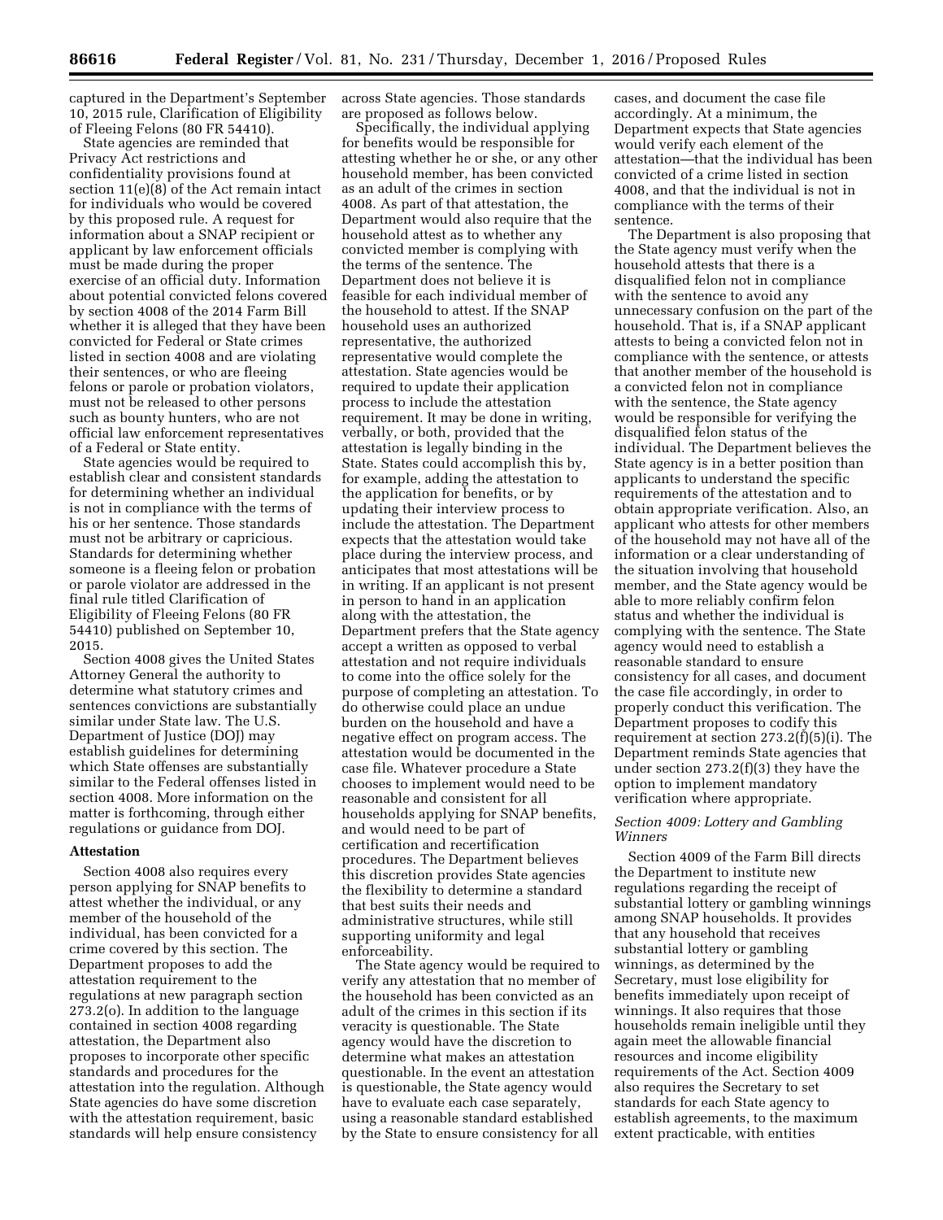captured in the Department's September 10, 2015 rule, Clarification of Eligibility of Fleeing Felons (80 FR 54410).

State agencies are reminded that Privacy Act restrictions and confidentiality provisions found at section 11(e)(8) of the Act remain intact for individuals who would be covered by this proposed rule. A request for information about a SNAP recipient or applicant by law enforcement officials must be made during the proper exercise of an official duty. Information about potential convicted felons covered by section 4008 of the 2014 Farm Bill whether it is alleged that they have been convicted for Federal or State crimes listed in section 4008 and are violating their sentences, or who are fleeing felons or parole or probation violators, must not be released to other persons such as bounty hunters, who are not official law enforcement representatives of a Federal or State entity.

State agencies would be required to establish clear and consistent standards for determining whether an individual is not in compliance with the terms of his or her sentence. Those standards must not be arbitrary or capricious. Standards for determining whether someone is a fleeing felon or probation or parole violator are addressed in the final rule titled Clarification of Eligibility of Fleeing Felons (80 FR 54410) published on September 10, 2015.

Section 4008 gives the United States Attorney General the authority to determine what statutory crimes and sentences convictions are substantially similar under State law. The U.S. Department of Justice (DOJ) may establish guidelines for determining which State offenses are substantially similar to the Federal offenses listed in section 4008. More information on the matter is forthcoming, through either regulations or guidance from DOJ.

## Attestation

Section 4008 also requires every person applying for SNAP benefits to attest whether the individual, or any member of the household of the individual, has been convicted for a crime covered by this section. The Department proposes to add the attestation requirement to the regulations at new paragraph section 273.2(o). In addition to the language contained in section 4008 regarding attestation, the Department also proposes to incorporate other specific standards and procedures for the attestation into the regulation. Although State agencies do have some discretion with the attestation requirement, basic standards will help ensure consistency across State agencies. Those standards are proposed as follows below.

Specifically, the individual applying for benefits would be responsible for attesting whether he or she, or any other household member, has been convicted as an adult of the crimes in section 4008. As part of that attestation, the Department would also require that the household attest as to whether any convicted member is complying with the terms of the sentence. The Department does not believe it is feasible for each individual member of the household to attest. If the SNAP household uses an authorized representative, the authorized representative would complete the attestation. State agencies would be required to update their application process to include the attestation requirement. It may be done in writing, verbally, or both, provided that the attestation is legally binding in the State. States could accomplish this by, for example, adding the attestation to the application for benefits, or by updating their interview process to include the attestation. The Department expects that the attestation would take place during the interview process, and anticipates that most attestations will be in writing. If an applicant is not present in person to hand in an application along with the attestation, the Department prefers that the State agency accept a written as opposed to verbal attestation and not require individuals to come into the office solely for the purpose of completing an attestation. To do otherwise could place an undue burden on the household and have a negative effect on program access. The attestation would be documented in the case file. Whatever procedure a State chooses to implement would need to be reasonable and consistent for all households applying for SNAP benefits, and would need to be part of certification and recertification procedures. The Department believes this discretion provides State agencies the flexibility to determine a standard that best suits their needs and administrative structures, while still supporting uniformity and legal enforceability.

The State agency would be required to verify any attestation that no member of the household has been convicted as an adult of the crimes in this section if its veracity is questionable. The State agency would have the discretion to determine what makes an attestation questionable. In the event an attestation is questionable, the State agency would have to evaluate each case separately, using a reasonable standard established by the State to ensure consistency for all cases, and document the case file accordingly. At a minimum, the Department expects that State agencies would verify each element of the attestation—that the individual has been convicted of a crime listed in section 4008, and that the individual is not in compliance with the terms of their sentence.

The Department is also proposing that the State agency must verify when the household attests that there is a disqualified felon not in compliance with the sentence to avoid any unnecessary confusion on the part of the household. That is, if a SNAP applicant attests to being a convicted felon not in compliance with the sentence, or attests that another member of the household is a convicted felon not in compliance with the sentence, the State agency would be responsible for verifying the disqualified felon status of the individual. The Department believes the State agency is in a better position than applicants to understand the specific requirements of the attestation and to obtain appropriate verification. Also, an applicant who attests for other members of the household may not have all of the information or a clear understanding of the situation involving that household member, and the State agency would be able to more reliably confirm felon status and whether the individual is complying with the sentence. The State agency would need to establish a reasonable standard to ensure consistency for all cases, and document the case file accordingly, in order to properly conduct this verification. The Department proposes to codify this requirement at section 273.2(f)(5)(i). The Department reminds State agencies that under section 273.2(f)(3) they have the option to implement mandatory verification where appropriate.

### *Section 4009: Lottery and Gambling Winners*

Section 4009 of the Farm Bill directs the Department to institute new regulations regarding the receipt of substantial lottery or gambling winnings among SNAP households. It provides that any household that receives substantial lottery or gambling winnings, as determined by the Secretary, must lose eligibility for benefits immediately upon receipt of winnings. It also requires that those households remain ineligible until they again meet the allowable financial resources and income eligibility requirements of the Act. Section 4009 also requires the Secretary to set standards for each State agency to establish agreements, to the maximum extent practicable, with entities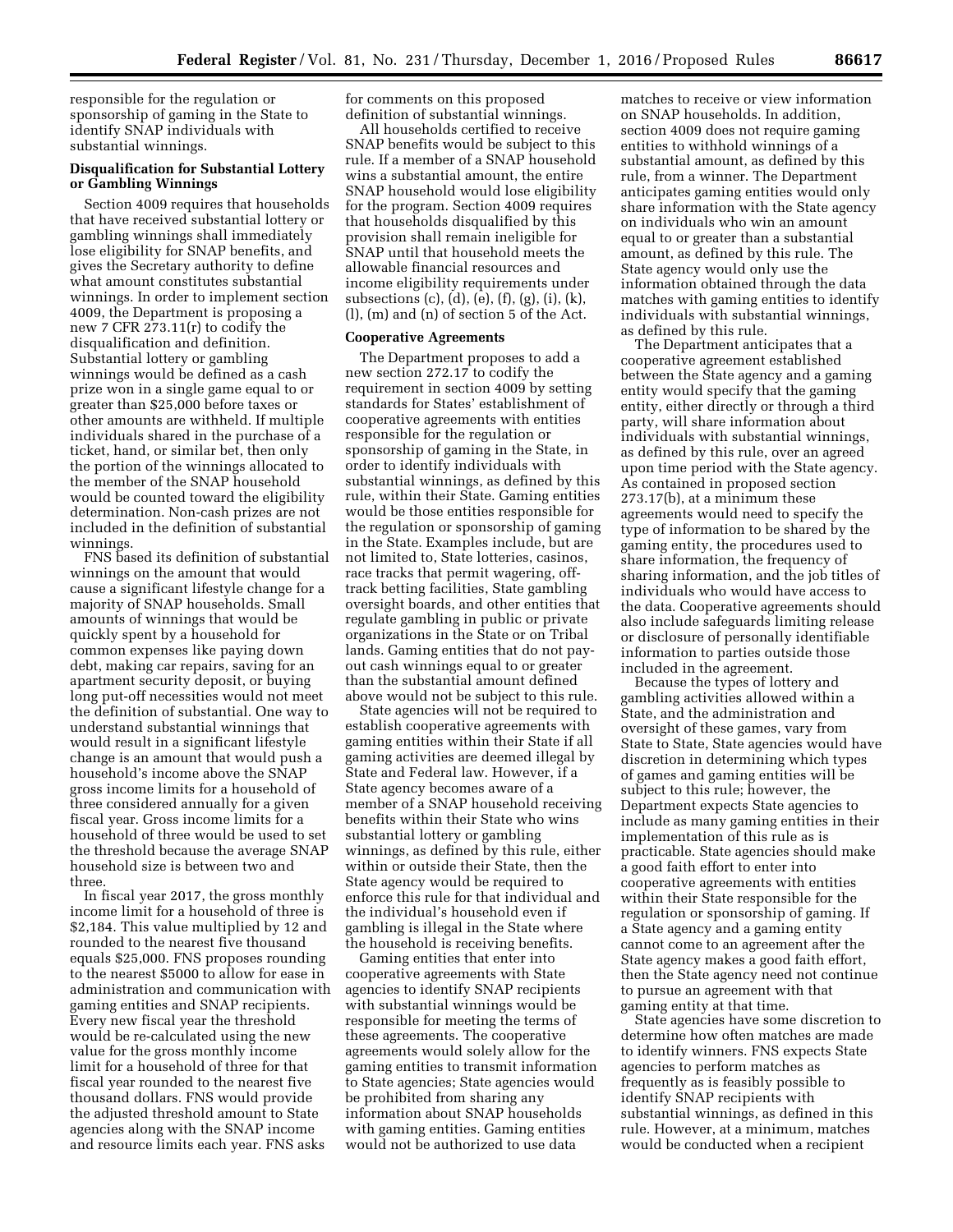responsible for the regulation or sponsorship of gaming in the State to identify SNAP individuals with substantial winnings.

**Disqualification for Substantial Lottery or Gambling Winnings**

Section 4009 requires that households that have received substantial lottery or gambling winnings shall immediately lose eligibility for SNAP benefits, and gives the Secretary authority to define what amount constitutes substantial winnings. In order to implement section 4009, the Department is proposing a new 7 CFR 273.11(r) to codify the disqualification and definition. Substantial lottery or gambling winnings would be defined as a cash prize won in a single game equal to or greater than $25,000 before taxes or other amounts are withheld. If multiple individuals shared in the purchase of a ticket, hand, or similar bet, then only the portion of the winnings allocated to the member of the SNAP household would be counted toward the eligibility determination. Non-cash prizes are not included in the definition of substantial winnings.

FNS based its definition of substantial winnings on the amount that would cause a significant lifestyle change for a majority of SNAP households. Small amounts of winnings that would be quickly spent by a household for common expenses like paying down debt, making car repairs, saving for an apartment security deposit, or buying long put-off necessities would not meet the definition of substantial. One way to understand substantial winnings that would result in a significant lifestyle change is an amount that would push a household's income above the SNAP gross income limits for a household of three considered annually for a given fiscal year. Gross income limits for a household of three would be used to set the threshold because the average SNAP household size is between two and three.

In fiscal year 2017, the gross monthly income limit for a household of three is $2,184. This value multiplied by 12 and rounded to the nearest five thousand equals $25,000. FNS proposes rounding to the nearest $5000 to allow for ease in administration and communication with gaming entities and SNAP recipients. Every new fiscal year the threshold would be re-calculated using the new value for the gross monthly income limit for a household of three for that fiscal year rounded to the nearest five thousand dollars. FNS would provide the adjusted threshold amount to State agencies along with the SNAP income and resource limits each year. FNS asks for comments on this proposed definition of substantial winnings.

All households certified to receive SNAP benefits would be subject to this rule. If a member of a SNAP household wins a substantial amount, the entire SNAP household would lose eligibility for the program. Section 4009 requires that households disqualified by this provision shall remain ineligible for SNAP until that household meets the allowable financial resources and income eligibility requirements under subsections (c), (d), (e), (f), (g), (i), (k), (l), (m) and (n) of section 5 of the Act.

**Cooperative Agreements**

The Department proposes to add a new section 272.17 to codify the requirement in section 4009 by setting standards for States' establishment of cooperative agreements with entities responsible for the regulation or sponsorship of gaming in the State, in order to identify individuals with substantial winnings, as defined by this rule, within their State. Gaming entities would be those entities responsible for the regulation or sponsorship of gaming in the State. Examples include, but are not limited to, State lotteries, casinos, race tracks that permit wagering, off-track betting facilities, State gambling oversight boards, and other entities that regulate gambling in public or private organizations in the State or on Tribal lands. Gaming entities that do not pay-out cash winnings equal to or greater than the substantial amount defined above would not be subject to this rule.

State agencies will not be required to establish cooperative agreements with gaming entities within their State if all gaming activities are deemed illegal by State and Federal law. However, if a State agency becomes aware of a member of a SNAP household receiving benefits within their State who wins substantial lottery or gambling winnings, as defined by this rule, either within or outside their State, then the State agency would be required to enforce this rule for that individual and the individual's household even if gambling is illegal in the State where the household is receiving benefits.

Gaming entities that enter into cooperative agreements with State agencies to identify SNAP recipients with substantial winnings would be responsible for meeting the terms of these agreements. The cooperative agreements would solely allow for the gaming entities to transmit information to State agencies; State agencies would be prohibited from sharing any information about SNAP households with gaming entities. Gaming entities would not be authorized to use data matches to receive or view information on SNAP households. In addition, section 4009 does not require gaming entities to withhold winnings of a substantial amount, as defined by this rule, from a winner. The Department anticipates gaming entities would only share information with the State agency on individuals who win an amount equal to or greater than a substantial amount, as defined by this rule. The State agency would only use the information obtained through the data matches with gaming entities to identify individuals with substantial winnings, as defined by this rule.

The Department anticipates that a cooperative agreement established between the State agency and a gaming entity would specify that the gaming entity, either directly or through a third party, will share information about individuals with substantial winnings, as defined by this rule, over an agreed upon time period with the State agency. As contained in proposed section 273.17(b), at a minimum these agreements would need to specify the type of information to be shared by the gaming entity, the procedures used to share information, the frequency of sharing information, and the job titles of individuals who would have access to the data. Cooperative agreements should also include safeguards limiting release or disclosure of personally identifiable information to parties outside those included in the agreement.

Because the types of lottery and gambling activities allowed within a State, and the administration and oversight of these games, vary from State to State, State agencies would have discretion in determining which types of games and gaming entities will be subject to this rule; however, the Department expects State agencies to include as many gaming entities in their implementation of this rule as is practicable. State agencies should make a good faith effort to enter into cooperative agreements with entities within their State responsible for the regulation or sponsorship of gaming. If a State agency and a gaming entity cannot come to an agreement after the State agency makes a good faith effort, then the State agency need not continue to pursue an agreement with that gaming entity at that time.

State agencies have some discretion to determine how often matches are made to identify winners. FNS expects State agencies to perform matches as frequently as is feasibly possible to identify SNAP recipients with substantial winnings, as defined in this rule. However, at a minimum, matches would be conducted when a recipient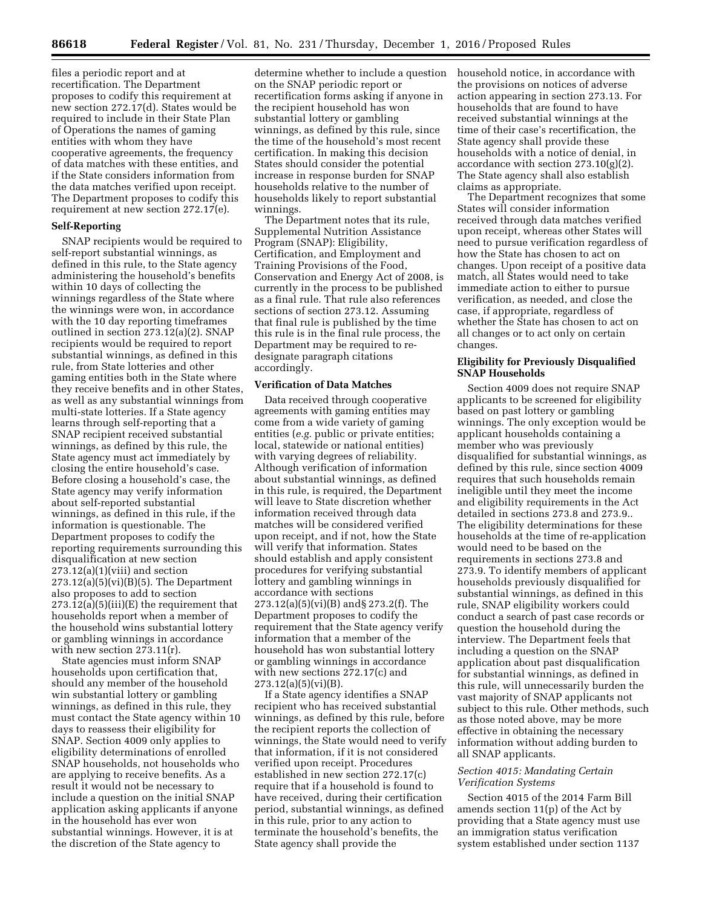files a periodic report and at recertification. The Department proposes to codify this requirement at new section 272.17(d). States would be required to include in their State Plan of Operations the names of gaming entities with whom they have cooperative agreements, the frequency of data matches with these entities, and if the State considers information from the data matches verified upon receipt. The Department proposes to codify this requirement at new section 272.17(e).

**Self-Reporting**

SNAP recipients would be required to self-report substantial winnings, as defined in this rule, to the State agency administering the household's benefits within 10 days of collecting the winnings regardless of the State where the winnings were won, in accordance with the 10 day reporting timeframes outlined in section 273.12(a)(2). SNAP recipients would be required to report substantial winnings, as defined in this rule, from State lotteries and other gaming entities both in the State where they receive benefits and in other States, as well as any substantial winnings from multi-state lotteries. If a State agency learns through self-reporting that a SNAP recipient received substantial winnings, as defined by this rule, the State agency must act immediately by closing the entire household's case. Before closing a household's case, the State agency may verify information about self-reported substantial winnings, as defined in this rule, if the information is questionable. The Department proposes to codify the reporting requirements surrounding this disqualification at new section 273.12(a)(1)(viii) and section 273.12(a)(5)(vi)(B)(5). The Department also proposes to add to section 273.12(a)(5)(iii)(E) the requirement that households report when a member of the household wins substantial lottery or gambling winnings in accordance with new section 273.11(r).

State agencies must inform SNAP households upon certification that, should any member of the household win substantial lottery or gambling winnings, as defined in this rule, they must contact the State agency within 10 days to reassess their eligibility for SNAP. Section 4009 only applies to eligibility determinations of enrolled SNAP households, not households who are applying to receive benefits. As a result it would not be necessary to include a question on the initial SNAP application asking applicants if anyone in the household has ever won substantial winnings. However, it is at the discretion of the State agency to determine whether to include a question on the SNAP periodic report or recertification forms asking if anyone in the recipient household has won substantial lottery or gambling winnings, as defined by this rule, since the time of the household's most recent certification. In making this decision States should consider the potential increase in response burden for SNAP households relative to the number of households likely to report substantial winnings.

The Department notes that its rule, Supplemental Nutrition Assistance Program (SNAP): Eligibility, Certification, and Employment and Training Provisions of the Food, Conservation and Energy Act of 2008, is currently in the process to be published as a final rule. That rule also references sections of section 273.12. Assuming that final rule is published by the time this rule is in the final rule process, the Department may be required to re-designate paragraph citations accordingly.

**Verification of Data Matches**

Data received through cooperative agreements with gaming entities may come from a wide variety of gaming entities (*e.g.* public or private entities; local, statewide or national entities) with varying degrees of reliability. Although verification of information about substantial winnings, as defined in this rule, is required, the Department will leave to State discretion whether information received through data matches will be considered verified upon receipt, and if not, how the State will verify that information. States should establish and apply consistent procedures for verifying substantial lottery and gambling winnings in accordance with sections 273.12(a)(5)(vi)(B) and§ 273.2(f). The Department proposes to codify the requirement that the State agency verify information that a member of the household has won substantial lottery or gambling winnings in accordance with new sections 272.17(c) and 273.12(a)(5)(vi)(B).

If a State agency identifies a SNAP recipient who has received substantial winnings, as defined by this rule, before the recipient reports the collection of winnings, the State would need to verify that information, if it is not considered verified upon receipt. Procedures established in new section 272.17(c) require that if a household is found to have received, during their certification period, substantial winnings, as defined in this rule, prior to any action to terminate the household's benefits, the State agency shall provide the household notice, in accordance with the provisions on notices of adverse action appearing in section 273.13. For households that are found to have received substantial winnings at the time of their case's recertification, the State agency shall provide these households with a notice of denial, in accordance with section 273.10(g)(2). The State agency shall also establish claims as appropriate.

The Department recognizes that some States will consider information received through data matches verified upon receipt, whereas other States will need to pursue verification regardless of how the State has chosen to act on changes. Upon receipt of a positive data match, all States would need to take immediate action to either to pursue verification, as needed, and close the case, if appropriate, regardless of whether the State has chosen to act on all changes or to act only on certain changes.

**Eligibility for Previously Disqualified SNAP Households**

Section 4009 does not require SNAP applicants to be screened for eligibility based on past lottery or gambling winnings. The only exception would be applicant households containing a member who was previously disqualified for substantial winnings, as defined by this rule, since section 4009 requires that such households remain ineligible until they meet the income and eligibility requirements in the Act detailed in sections 273.8 and 273.9.. The eligibility determinations for these households at the time of re-application would need to be based on the requirements in sections 273.8 and 273.9. To identify members of applicant households previously disqualified for substantial winnings, as defined in this rule, SNAP eligibility workers could conduct a search of past case records or question the household during the interview. The Department feels that including a question on the SNAP application about past disqualification for substantial winnings, as defined in this rule, will unnecessarily burden the vast majority of SNAP applicants not subject to this rule. Other methods, such as those noted above, may be more effective in obtaining the necessary information without adding burden to all SNAP applicants.

*Section 4015: Mandating Certain Verification Systems*

Section 4015 of the 2014 Farm Bill amends section 11(p) of the Act by providing that a State agency must use an immigration status verification system established under section 1137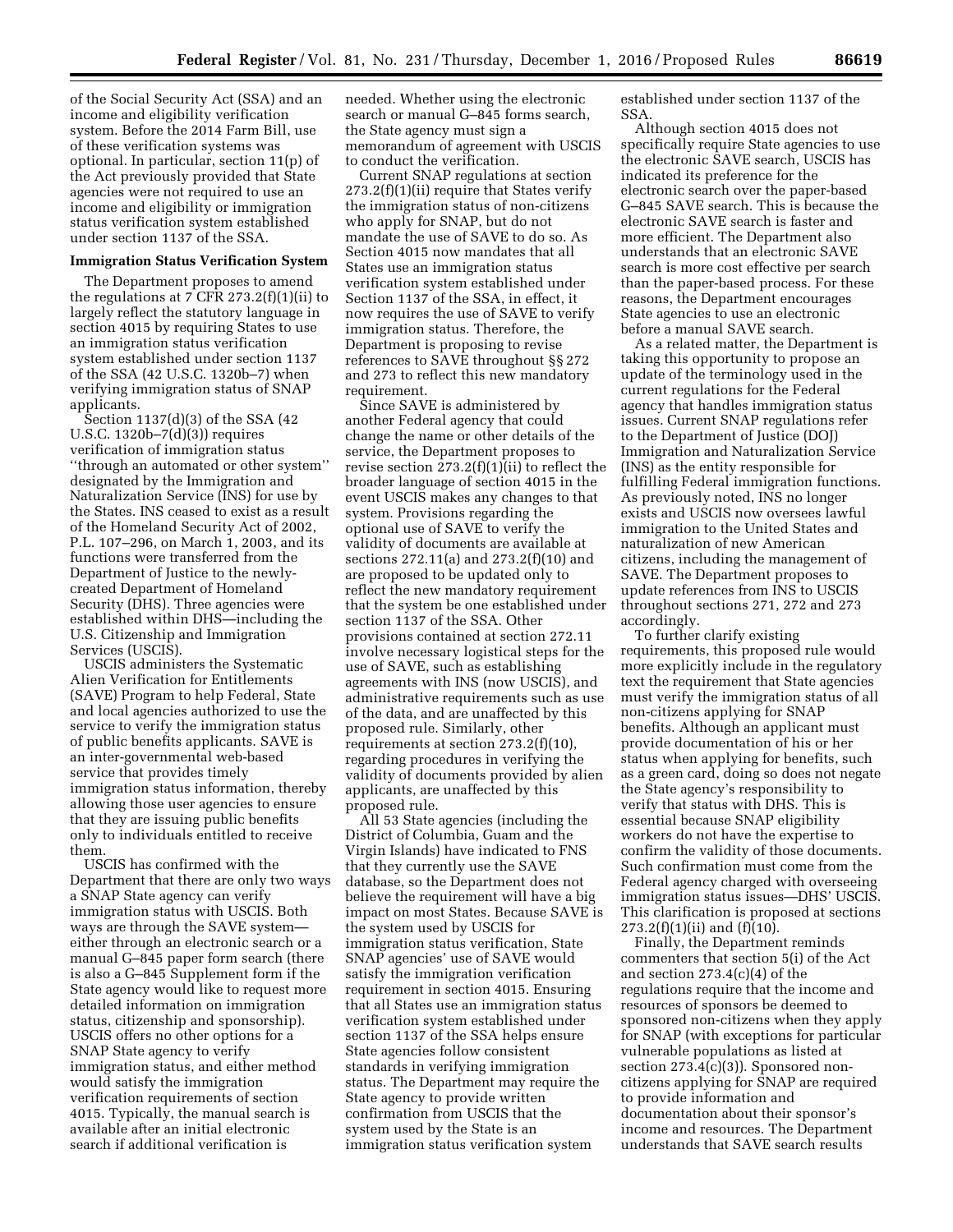of the Social Security Act (SSA) and an income and eligibility verification system. Before the 2014 Farm Bill, use of these verification systems was optional. In particular, section 11(p) of the Act previously provided that State agencies were not required to use an income and eligibility or immigration status verification system established under section 1137 of the SSA.

**Immigration Status Verification System**

The Department proposes to amend the regulations at 7 CFR 273.2(f)(1)(ii) to largely reflect the statutory language in section 4015 by requiring States to use an immigration status verification system established under section 1137 of the SSA (42 U.S.C. 1320b–7) when verifying immigration status of SNAP applicants.

Section 1137(d)(3) of the SSA (42 U.S.C. 1320b–7(d)(3)) requires verification of immigration status ''through an automated or other system'' designated by the Immigration and Naturalization Service (INS) for use by the States. INS ceased to exist as a result of the Homeland Security Act of 2002, P.L. 107–296, on March 1, 2003, and its functions were transferred from the Department of Justice to the newly-created Department of Homeland Security (DHS). Three agencies were established within DHS—including the U.S. Citizenship and Immigration Services (USCIS).

USCIS administers the Systematic Alien Verification for Entitlements (SAVE) Program to help Federal, State and local agencies authorized to use the service to verify the immigration status of public benefits applicants. SAVE is an inter-governmental web-based service that provides timely immigration status information, thereby allowing those user agencies to ensure that they are issuing public benefits only to individuals entitled to receive them.

USCIS has confirmed with the Department that there are only two ways a SNAP State agency can verify immigration status with USCIS. Both ways are through the SAVE system—either through an electronic search or a manual G–845 paper form search (there is also a G–845 Supplement form if the State agency would like to request more detailed information on immigration status, citizenship and sponsorship). USCIS offers no other options for a SNAP State agency to verify immigration status, and either method would satisfy the immigration verification requirements of section 4015. Typically, the manual search is available after an initial electronic search if additional verification is needed. Whether using the electronic search or manual G–845 forms search, the State agency must sign a memorandum of agreement with USCIS to conduct the verification.

Current SNAP regulations at section 273.2(f)(1)(ii) require that States verify the immigration status of non-citizens who apply for SNAP, but do not mandate the use of SAVE to do so. As Section 4015 now mandates that all States use an immigration status verification system established under Section 1137 of the SSA, in effect, it now requires the use of SAVE to verify immigration status. Therefore, the Department is proposing to revise references to SAVE throughout §§ 272 and 273 to reflect this new mandatory requirement.

Since SAVE is administered by another Federal agency that could change the name or other details of the service, the Department proposes to revise section 273.2(f)(1)(ii) to reflect the broader language of section 4015 in the event USCIS makes any changes to that system. Provisions regarding the optional use of SAVE to verify the validity of documents are available at sections 272.11(a) and 273.2(f)(10) and are proposed to be updated only to reflect the new mandatory requirement that the system be one established under section 1137 of the SSA. Other provisions contained at section 272.11 involve necessary logistical steps for the use of SAVE, such as establishing agreements with INS (now USCIS), and administrative requirements such as use of the data, and are unaffected by this proposed rule. Similarly, other requirements at section 273.2(f)(10), regarding procedures in verifying the validity of documents provided by alien applicants, are unaffected by this proposed rule.

All 53 State agencies (including the District of Columbia, Guam and the Virgin Islands) have indicated to FNS that they currently use the SAVE database, so the Department does not believe the requirement will have a big impact on most States. Because SAVE is the system used by USCIS for immigration status verification, State SNAP agencies' use of SAVE would satisfy the immigration verification requirement in section 4015. Ensuring that all States use an immigration status verification system established under section 1137 of the SSA helps ensure State agencies follow consistent standards in verifying immigration status. The Department may require the State agency to provide written confirmation from USCIS that the system used by the State is an immigration status verification system established under section 1137 of the SSA.

Although section 4015 does not specifically require State agencies to use the electronic SAVE search, USCIS has indicated its preference for the electronic search over the paper-based G–845 SAVE search. This is because the electronic SAVE search is faster and more efficient. The Department also understands that an electronic SAVE search is more cost effective per search than the paper-based process. For these reasons, the Department encourages State agencies to use an electronic before a manual SAVE search.

As a related matter, the Department is taking this opportunity to propose an update of the terminology used in the current regulations for the Federal agency that handles immigration status issues. Current SNAP regulations refer to the Department of Justice (DOJ) Immigration and Naturalization Service (INS) as the entity responsible for fulfilling Federal immigration functions. As previously noted, INS no longer exists and USCIS now oversees lawful immigration to the United States and naturalization of new American citizens, including the management of SAVE. The Department proposes to update references from INS to USCIS throughout sections 271, 272 and 273 accordingly.

To further clarify existing requirements, this proposed rule would more explicitly include in the regulatory text the requirement that State agencies must verify the immigration status of all non-citizens applying for SNAP benefits. Although an applicant must provide documentation of his or her status when applying for benefits, such as a green card, doing so does not negate the State agency's responsibility to verify that status with DHS. This is essential because SNAP eligibility workers do not have the expertise to confirm the validity of those documents. Such confirmation must come from the Federal agency charged with overseeing immigration status issues—DHS' USCIS. This clarification is proposed at sections 273.2(f)(1)(ii) and (f)(10).

Finally, the Department reminds commenters that section 5(i) of the Act and section 273.4(c)(4) of the regulations require that the income and resources of sponsors be deemed to sponsored non-citizens when they apply for SNAP (with exceptions for particular vulnerable populations as listed at section 273.4(c)(3)). Sponsored non-citizens applying for SNAP are required to provide information and documentation about their sponsor's income and resources. The Department understands that SAVE search results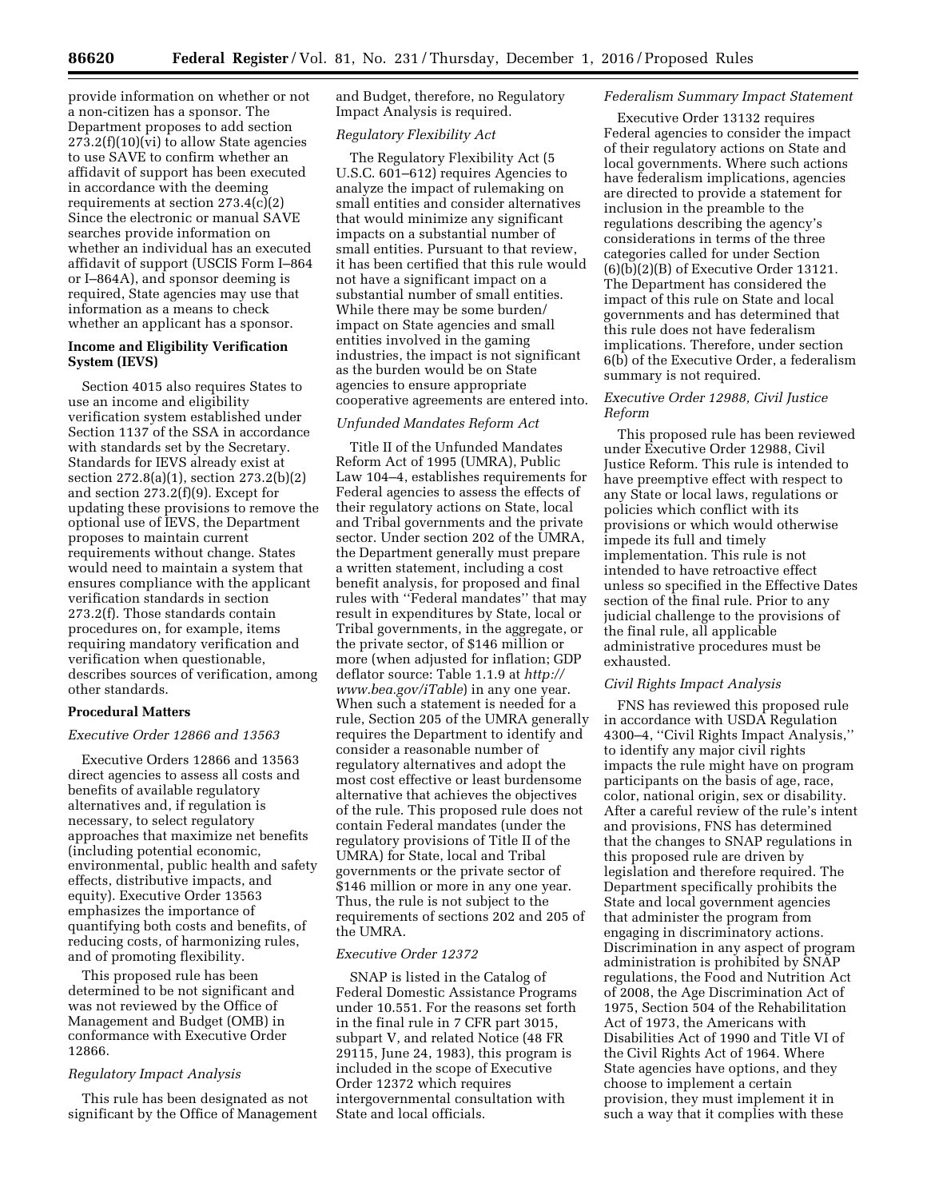provide information on whether or not a non-citizen has a sponsor. The Department proposes to add section 273.2(f)(10)(vi) to allow State agencies to use SAVE to confirm whether an affidavit of support has been executed in accordance with the deeming requirements at section 273.4(c)(2) Since the electronic or manual SAVE searches provide information on whether an individual has an executed affidavit of support (USCIS Form I–864 or I–864A), and sponsor deeming is required, State agencies may use that information as a means to check whether an applicant has a sponsor.

**Income and Eligibility Verification System (IEVS)**

Section 4015 also requires States to use an income and eligibility verification system established under Section 1137 of the SSA in accordance with standards set by the Secretary. Standards for IEVS already exist at section 272.8(a)(1), section 273.2(b)(2) and section 273.2(f)(9). Except for updating these provisions to remove the optional use of IEVS, the Department proposes to maintain current requirements without change. States would need to maintain a system that ensures compliance with the applicant verification standards in section 273.2(f). Those standards contain procedures on, for example, items requiring mandatory verification and verification when questionable, describes sources of verification, among other standards.

**Procedural Matters**

*Executive Order 12866 and 13563*

Executive Orders 12866 and 13563 direct agencies to assess all costs and benefits of available regulatory alternatives and, if regulation is necessary, to select regulatory approaches that maximize net benefits (including potential economic, environmental, public health and safety effects, distributive impacts, and equity). Executive Order 13563 emphasizes the importance of quantifying both costs and benefits, of reducing costs, of harmonizing rules, and of promoting flexibility.

This proposed rule has been determined to be not significant and was not reviewed by the Office of Management and Budget (OMB) in conformance with Executive Order 12866.

*Regulatory Impact Analysis*

This rule has been designated as not significant by the Office of Management and Budget, therefore, no Regulatory Impact Analysis is required.

*Regulatory Flexibility Act*

The Regulatory Flexibility Act (5 U.S.C. 601–612) requires Agencies to analyze the impact of rulemaking on small entities and consider alternatives that would minimize any significant impacts on a substantial number of small entities. Pursuant to that review, it has been certified that this rule would not have a significant impact on a substantial number of small entities. While there may be some burden/impact on State agencies and small entities involved in the gaming industries, the impact is not significant as the burden would be on State agencies to ensure appropriate cooperative agreements are entered into.

*Unfunded Mandates Reform Act*

Title II of the Unfunded Mandates Reform Act of 1995 (UMRA), Public Law 104–4, establishes requirements for Federal agencies to assess the effects of their regulatory actions on State, local and Tribal governments and the private sector. Under section 202 of the UMRA, the Department generally must prepare a written statement, including a cost benefit analysis, for proposed and final rules with ''Federal mandates'' that may result in expenditures by State, local or Tribal governments, in the aggregate, or the private sector, of $146 million or more (when adjusted for inflation; GDP deflator source: Table 1.1.9 at *http://www.bea.gov/iTable*) in any one year. When such a statement is needed for a rule, Section 205 of the UMRA generally requires the Department to identify and consider a reasonable number of regulatory alternatives and adopt the most cost effective or least burdensome alternative that achieves the objectives of the rule. This proposed rule does not contain Federal mandates (under the regulatory provisions of Title II of the UMRA) for State, local and Tribal governments or the private sector of $146 million or more in any one year. Thus, the rule is not subject to the requirements of sections 202 and 205 of the UMRA.

*Executive Order 12372*

SNAP is listed in the Catalog of Federal Domestic Assistance Programs under 10.551. For the reasons set forth in the final rule in 7 CFR part 3015, subpart V, and related Notice (48 FR 29115, June 24, 1983), this program is included in the scope of Executive Order 12372 which requires intergovernmental consultation with State and local officials.

*Federalism Summary Impact Statement*

Executive Order 13132 requires Federal agencies to consider the impact of their regulatory actions on State and local governments. Where such actions have federalism implications, agencies are directed to provide a statement for inclusion in the preamble to the regulations describing the agency's considerations in terms of the three categories called for under Section (6)(b)(2)(B) of Executive Order 13121. The Department has considered the impact of this rule on State and local governments and has determined that this rule does not have federalism implications. Therefore, under section 6(b) of the Executive Order, a federalism summary is not required.

*Executive Order 12988, Civil Justice Reform*

This proposed rule has been reviewed under Executive Order 12988, Civil Justice Reform. This rule is intended to have preemptive effect with respect to any State or local laws, regulations or policies which conflict with its provisions or which would otherwise impede its full and timely implementation. This rule is not intended to have retroactive effect unless so specified in the Effective Dates section of the final rule. Prior to any judicial challenge to the provisions of the final rule, all applicable administrative procedures must be exhausted.

*Civil Rights Impact Analysis*

FNS has reviewed this proposed rule in accordance with USDA Regulation 4300–4, ''Civil Rights Impact Analysis,'' to identify any major civil rights impacts the rule might have on program participants on the basis of age, race, color, national origin, sex or disability. After a careful review of the rule's intent and provisions, FNS has determined that the changes to SNAP regulations in this proposed rule are driven by legislation and therefore required. The Department specifically prohibits the State and local government agencies that administer the program from engaging in discriminatory actions. Discrimination in any aspect of program administration is prohibited by SNAP regulations, the Food and Nutrition Act of 2008, the Age Discrimination Act of 1975, Section 504 of the Rehabilitation Act of 1973, the Americans with Disabilities Act of 1990 and Title VI of the Civil Rights Act of 1964. Where State agencies have options, and they choose to implement a certain provision, they must implement it in such a way that it complies with these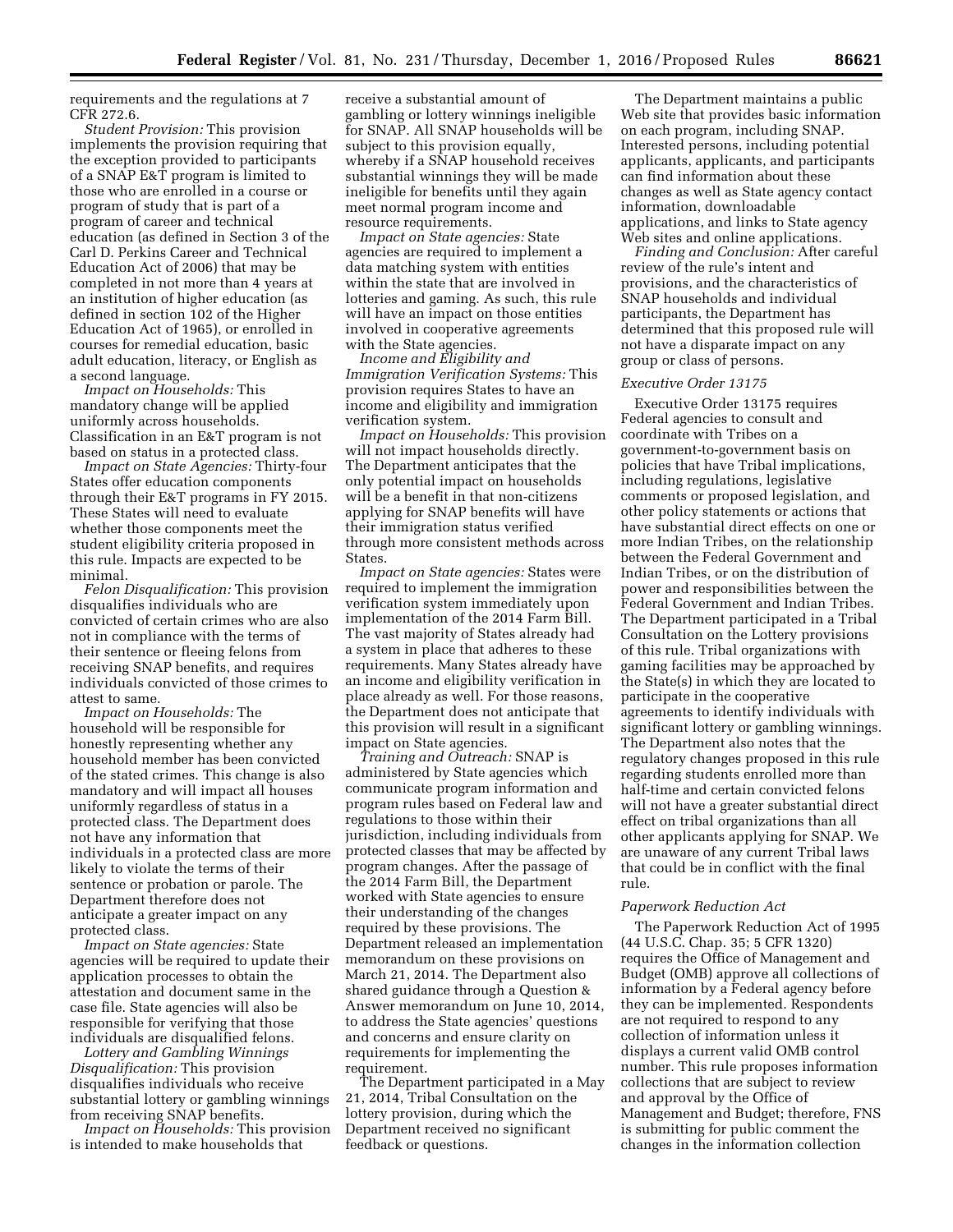requirements and the regulations at 7 CFR 272.6.

*Student Provision:* This provision implements the provision requiring that the exception provided to participants of a SNAP E&T program is limited to those who are enrolled in a course or program of study that is part of a program of career and technical education (as defined in Section 3 of the Carl D. Perkins Career and Technical Education Act of 2006) that may be completed in not more than 4 years at an institution of higher education (as defined in section 102 of the Higher Education Act of 1965), or enrolled in courses for remedial education, basic adult education, literacy, or English as a second language.

*Impact on Households:* This mandatory change will be applied uniformly across households. Classification in an E&T program is not based on status in a protected class.

*Impact on State Agencies:* Thirty-four States offer education components through their E&T programs in FY 2015. These States will need to evaluate whether those components meet the student eligibility criteria proposed in this rule. Impacts are expected to be minimal.

*Felon Disqualification:* This provision disqualifies individuals who are convicted of certain crimes who are also not in compliance with the terms of their sentence or fleeing felons from receiving SNAP benefits, and requires individuals convicted of those crimes to attest to same.

*Impact on Households:* The household will be responsible for honestly representing whether any household member has been convicted of the stated crimes. This change is also mandatory and will impact all houses uniformly regardless of status in a protected class. The Department does not have any information that individuals in a protected class are more likely to violate the terms of their sentence or probation or parole. The Department therefore does not anticipate a greater impact on any protected class.

*Impact on State agencies:* State agencies will be required to update their application processes to obtain the attestation and document same in the case file. State agencies will also be responsible for verifying that those individuals are disqualified felons.

*Lottery and Gambling Winnings Disqualification:* This provision disqualifies individuals who receive substantial lottery or gambling winnings from receiving SNAP benefits.

*Impact on Households:* This provision is intended to make households that receive a substantial amount of gambling or lottery winnings ineligible for SNAP. All SNAP households will be subject to this provision equally, whereby if a SNAP household receives substantial winnings they will be made ineligible for benefits until they again meet normal program income and resource requirements.

*Impact on State agencies:* State agencies are required to implement a data matching system with entities within the state that are involved in lotteries and gaming. As such, this rule will have an impact on those entities involved in cooperative agreements with the State agencies.

*Income and Eligibility and Immigration Verification Systems:* This provision requires States to have an income and eligibility and immigration verification system.

*Impact on Households:* This provision will not impact households directly. The Department anticipates that the only potential impact on households will be a benefit in that non-citizens applying for SNAP benefits will have their immigration status verified through more consistent methods across States.

*Impact on State agencies:* States were required to implement the immigration verification system immediately upon implementation of the 2014 Farm Bill. The vast majority of States already had a system in place that adheres to these requirements. Many States already have an income and eligibility verification in place already as well. For those reasons, the Department does not anticipate that this provision will result in a significant impact on State agencies.

*Training and Outreach:* SNAP is administered by State agencies which communicate program information and program rules based on Federal law and regulations to those within their jurisdiction, including individuals from protected classes that may be affected by program changes. After the passage of the 2014 Farm Bill, the Department worked with State agencies to ensure their understanding of the changes required by these provisions. The Department released an implementation memorandum on these provisions on March 21, 2014. The Department also shared guidance through a Question & Answer memorandum on June 10, 2014, to address the State agencies' questions and concerns and ensure clarity on requirements for implementing the requirement.

The Department participated in a May 21, 2014, Tribal Consultation on the lottery provision, during which the Department received no significant feedback or questions.

The Department maintains a public Web site that provides basic information on each program, including SNAP. Interested persons, including potential applicants, applicants, and participants can find information about these changes as well as State agency contact information, downloadable applications, and links to State agency Web sites and online applications.

*Finding and Conclusion:* After careful review of the rule's intent and provisions, and the characteristics of SNAP households and individual participants, the Department has determined that this proposed rule will not have a disparate impact on any group or class of persons.

### Executive Order 13175

Executive Order 13175 requires Federal agencies to consult and coordinate with Tribes on a government-to-government basis on policies that have Tribal implications, including regulations, legislative comments or proposed legislation, and other policy statements or actions that have substantial direct effects on one or more Indian Tribes, on the relationship between the Federal Government and Indian Tribes, or on the distribution of power and responsibilities between the Federal Government and Indian Tribes. The Department participated in a Tribal Consultation on the Lottery provisions of this rule. Tribal organizations with gaming facilities may be approached by the State(s) in which they are located to participate in the cooperative agreements to identify individuals with significant lottery or gambling winnings. The Department also notes that the regulatory changes proposed in this rule regarding students enrolled more than half-time and certain convicted felons will not have a greater substantial direct effect on tribal organizations than all other applicants applying for SNAP. We are unaware of any current Tribal laws that could be in conflict with the final rule.

### Paperwork Reduction Act

The Paperwork Reduction Act of 1995 (44 U.S.C. Chap. 35; 5 CFR 1320) requires the Office of Management and Budget (OMB) approve all collections of information by a Federal agency before they can be implemented. Respondents are not required to respond to any collection of information unless it displays a current valid OMB control number. This rule proposes information collections that are subject to review and approval by the Office of Management and Budget; therefore, FNS is submitting for public comment the changes in the information collection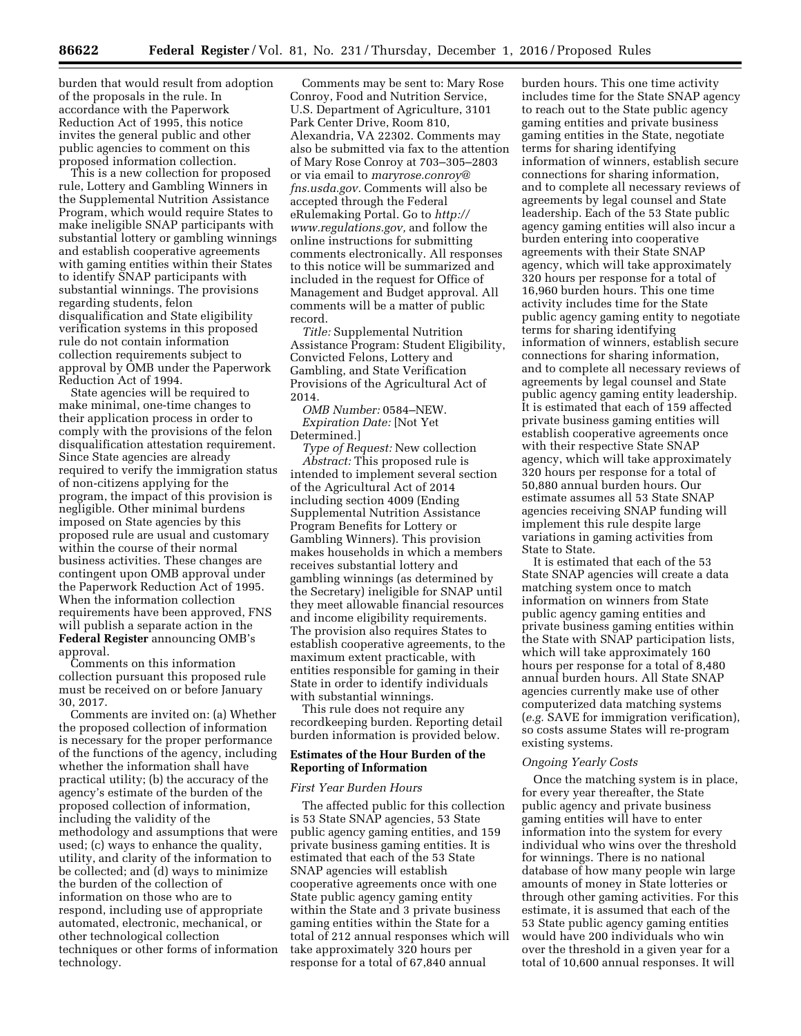burden that would result from adoption of the proposals in the rule. In accordance with the Paperwork Reduction Act of 1995, this notice invites the general public and other public agencies to comment on this proposed information collection.

This is a new collection for proposed rule, Lottery and Gambling Winners in the Supplemental Nutrition Assistance Program, which would require States to make ineligible SNAP participants with substantial lottery or gambling winnings and establish cooperative agreements with gaming entities within their States to identify SNAP participants with substantial winnings. The provisions regarding students, felon disqualification and State eligibility verification systems in this proposed rule do not contain information collection requirements subject to approval by OMB under the Paperwork Reduction Act of 1994.

State agencies will be required to make minimal, one-time changes to their application process in order to comply with the provisions of the felon disqualification attestation requirement. Since State agencies are already required to verify the immigration status of non-citizens applying for the program, the impact of this provision is negligible. Other minimal burdens imposed on State agencies by this proposed rule are usual and customary within the course of their normal business activities. These changes are contingent upon OMB approval under the Paperwork Reduction Act of 1995. When the information collection requirements have been approved, FNS will publish a separate action in the **Federal Register** announcing OMB's approval.

Comments on this information collection pursuant this proposed rule must be received on or before January 30, 2017.

Comments are invited on: (a) Whether the proposed collection of information is necessary for the proper performance of the functions of the agency, including whether the information shall have practical utility; (b) the accuracy of the agency's estimate of the burden of the proposed collection of information, including the validity of the methodology and assumptions that were used; (c) ways to enhance the quality, utility, and clarity of the information to be collected; and (d) ways to minimize the burden of the collection of information on those who are to respond, including use of appropriate automated, electronic, mechanical, or other technological collection techniques or other forms of information technology.

Comments may be sent to: Mary Rose Conroy, Food and Nutrition Service, U.S. Department of Agriculture, 3101 Park Center Drive, Room 810, Alexandria, VA 22302. Comments may also be submitted via fax to the attention of Mary Rose Conroy at 703–305–2803 or via email to *maryrose.conroy@fns.usda.gov.* Comments will also be accepted through the Federal eRulemaking Portal. Go to *http://www.regulations.gov,* and follow the online instructions for submitting comments electronically. All responses to this notice will be summarized and included in the request for Office of Management and Budget approval. All comments will be a matter of public record.

*Title:* Supplemental Nutrition Assistance Program: Student Eligibility, Convicted Felons, Lottery and Gambling, and State Verification Provisions of the Agricultural Act of 2014.

*OMB Number:* 0584–NEW.

*Expiration Date:* [Not Yet Determined.]

*Type of Request:* New collection

*Abstract:* This proposed rule is intended to implement several section of the Agricultural Act of 2014 including section 4009 (Ending Supplemental Nutrition Assistance Program Benefits for Lottery or Gambling Winners). This provision makes households in which a members receives substantial lottery and gambling winnings (as determined by the Secretary) ineligible for SNAP until they meet allowable financial resources and income eligibility requirements. The provision also requires States to establish cooperative agreements, to the maximum extent practicable, with entities responsible for gaming in their State in order to identify individuals with substantial winnings.

This rule does not require any recordkeeping burden. Reporting detail burden information is provided below.

**Estimates of the Hour Burden of the Reporting of Information**

*First Year Burden Hours*

The affected public for this collection is 53 State SNAP agencies, 53 State public agency gaming entities, and 159 private business gaming entities. It is estimated that each of the 53 State SNAP agencies will establish cooperative agreements once with one State public agency gaming entity within the State and 3 private business gaming entities within the State for a total of 212 annual responses which will take approximately 320 hours per response for a total of 67,840 annual burden hours. This one time activity includes time for the State SNAP agency to reach out to the State public agency gaming entities and private business gaming entities in the State, negotiate terms for sharing identifying information of winners, establish secure connections for sharing information, and to complete all necessary reviews of agreements by legal counsel and State leadership. Each of the 53 State public agency gaming entities will also incur a burden entering into cooperative agreements with their State SNAP agency, which will take approximately 320 hours per response for a total of 16,960 burden hours. This one time activity includes time for the State public agency gaming entity to negotiate terms for sharing identifying information of winners, establish secure connections for sharing information, and to complete all necessary reviews of agreements by legal counsel and State public agency gaming entity leadership. It is estimated that each of 159 affected private business gaming entities will establish cooperative agreements once with their respective State SNAP agency, which will take approximately 320 hours per response for a total of 50,880 annual burden hours. Our estimate assumes all 53 State SNAP agencies receiving SNAP funding will implement this rule despite large variations in gaming activities from State to State.

It is estimated that each of the 53 State SNAP agencies will create a data matching system once to match information on winners from State public agency gaming entities and private business gaming entities within the State with SNAP participation lists, which will take approximately 160 hours per response for a total of 8,480 annual burden hours. All State SNAP agencies currently make use of other computerized data matching systems (*e.g.* SAVE for immigration verification), so costs assume States will re-program existing systems.

*Ongoing Yearly Costs*

Once the matching system is in place, for every year thereafter, the State public agency and private business gaming entities will have to enter information into the system for every individual who wins over the threshold for winnings. There is no national database of how many people win large amounts of money in State lotteries or through other gaming activities. For this estimate, it is assumed that each of the 53 State public agency gaming entities would have 200 individuals who win over the threshold in a given year for a total of 10,600 annual responses. It will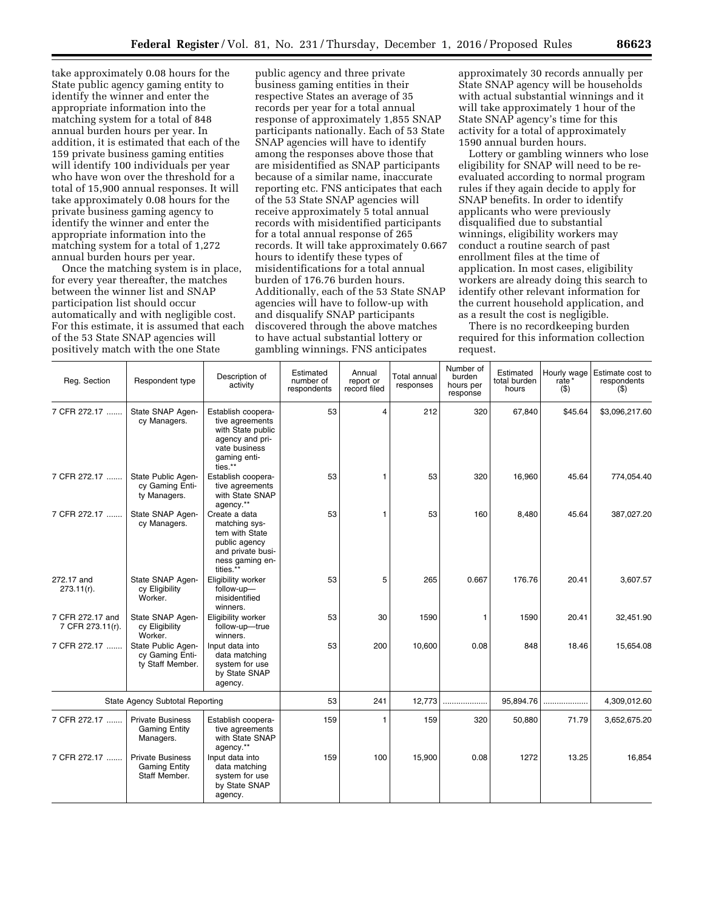take approximately 0.08 hours for the State public agency gaming entity to identify the winner and enter the appropriate information into the matching system for a total of 848 annual burden hours per year. In addition, it is estimated that each of the 159 private business gaming entities will identify 100 individuals per year who have won over the threshold for a total of 15,900 annual responses. It will take approximately 0.08 hours for the private business gaming agency to identify the winner and enter the appropriate information into the matching system for a total of 1,272 annual burden hours per year.

Once the matching system is in place, for every year thereafter, the matches between the winner list and SNAP participation list should occur automatically and with negligible cost. For this estimate, it is assumed that each of the 53 State SNAP agencies will positively match with the one State public agency and three private business gaming entities in their respective States an average of 35 records per year for a total annual response of approximately 1,855 SNAP participants nationally. Each of 53 State SNAP agencies will have to identify among the responses above those that are misidentified as SNAP participants because of a similar name, inaccurate reporting etc. FNS anticipates that each of the 53 State SNAP agencies will receive approximately 5 total annual records with misidentified participants for a total annual response of 265 records. It will take approximately 0.667 hours to identify these types of misidentifications for a total annual burden of 176.76 burden hours. Additionally, each of the 53 State SNAP agencies will have to follow-up with and disqualify SNAP participants discovered through the above matches to have actual substantial lottery or gambling winnings. FNS anticipates approximately 30 records annually per State SNAP agency will be households with actual substantial winnings and it will take approximately 1 hour of the State SNAP agency's time for this activity for a total of approximately 1590 annual burden hours.

Lottery or gambling winners who lose eligibility for SNAP will need to be re-evaluated according to normal program rules if they again decide to apply for SNAP benefits. In order to identify applicants who were previously disqualified due to substantial winnings, eligibility workers may conduct a routine search of past enrollment files at the time of application. In most cases, eligibility workers are already doing this search to identify other relevant information for the current household application, and as a result the cost is negligible.

There is no recordkeeping burden required for this information collection request.

| Reg. Section | Respondent type | Description of activity | Estimated number of respondents | Annual report or record filed | Total annual responses | Number of burden hours per response | Estimated total burden hours | Hourly wage rate* ($) | Estimate cost to respondents ($) |
|---|---|---|---|---|---|---|---|---|---|
| 7 CFR 272.17 ....... | State SNAP Agency Managers. | Establish cooperative agreements with State public agency and private business gaming entities.** | 53 | 4 | 212 | 320 | 67,840 | $45.64 | $3,096,217.60 |
| 7 CFR 272.17 ....... | State Public Agency Gaming Entity Managers. | Establish cooperative agreements with State SNAP agency.** | 53 | 1 | 53 | 320 | 16,960 | 45.64 | 774,054.40 |
| 7 CFR 272.17 ....... | State SNAP Agency Managers. | Create a data matching system with State public agency and private business gaming entities.** | 53 | 1 | 53 | 160 | 8,480 | 45.64 | 387,027.20 |
| 272.17 and 273.11(r). | State SNAP Agency Eligibility Worker. | Eligibility worker follow-up—misidentified winners. | 53 | 5 | 265 | 0.667 | 176.76 | 20.41 | 3,607.57 |
| 7 CFR 272.17 and 7 CFR 273.11(r). | State SNAP Agency Eligibility Worker. | Eligibility worker follow-up—true winners. | 53 | 30 | 1590 | 1 | 1590 | 20.41 | 32,451.90 |
| 7 CFR 272.17 ....... | State Public Agency Gaming Entity Staff Member. | Input data into data matching system for use by State SNAP agency. | 53 | 200 | 10,600 | 0.08 | 848 | 18.46 | 15,654.08 |
| State Agency Subtotal Reporting | | | 53 | 241 | 12,773 | .................... | 95,894.76 | .................... | 4,309,012.60 |
| 7 CFR 272.17 ....... | Private Business Gaming Entity Managers. | Establish cooperative agreements with State SNAP agency.** | 159 | 1 | 159 | 320 | 50,880 | 71.79 | 3,652,675.20 |
| 7 CFR 272.17 ....... | Private Business Gaming Entity Staff Member. | Input data into data matching system for use by State SNAP agency. | 159 | 100 | 15,900 | 0.08 | 1272 | 13.25 | 16,854 |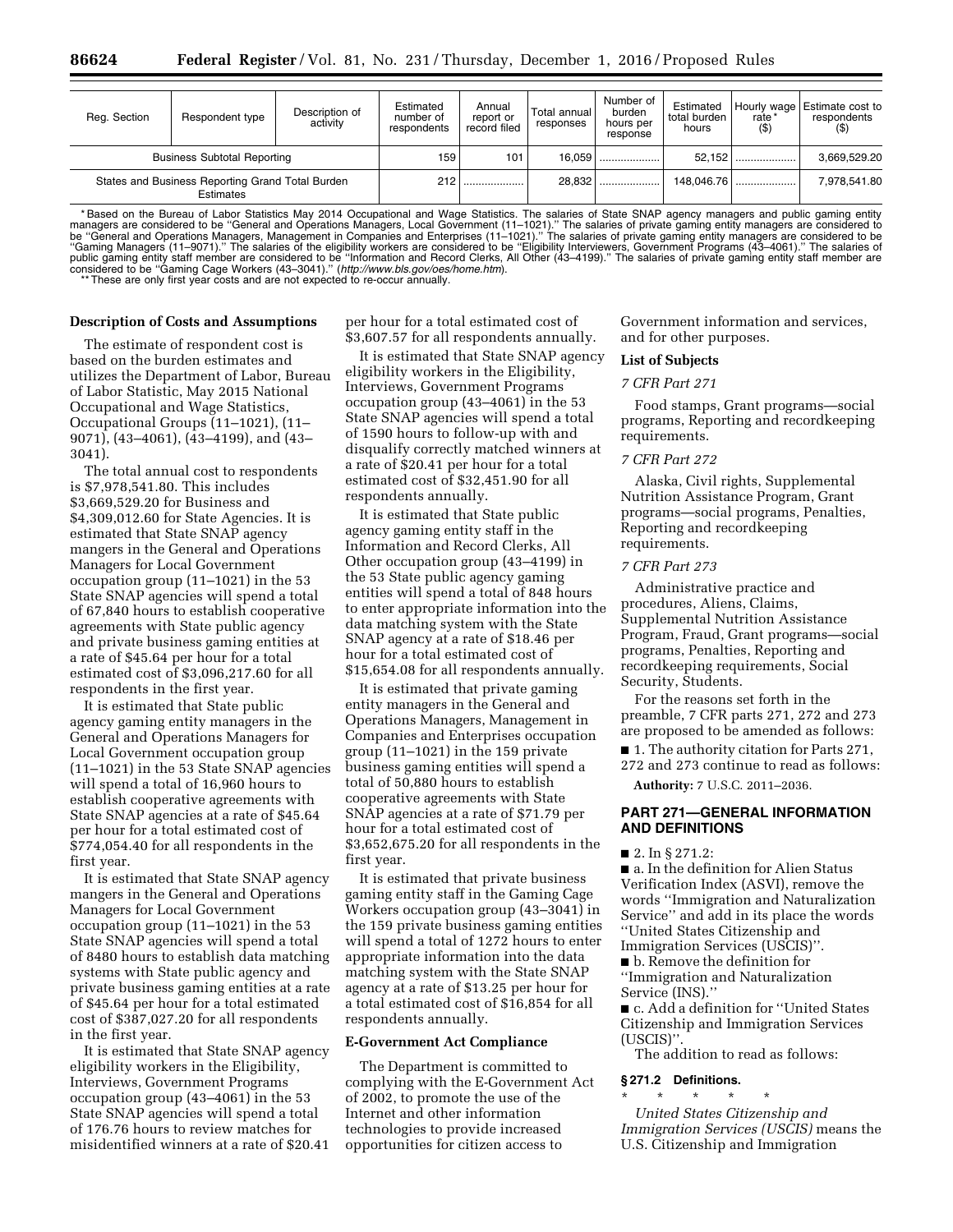| Reg. Section | Respondent type | Description of activity | Estimated number of respondents | Annual report or record filed | Total annual responses | Number of burden hours per response | Estimated total burden hours | Hourly wage rate * ($) | Estimate cost to respondents ($) |
|---|---|---|---|---|---|---|---|---|---|
| Business Subtotal Reporting | | | 159 | 101 | 16,059 | .................... | 52,152 | .................... | 3,669,529.20 |
| States and Business Reporting Grand Total Burden Estimates | | | 212 | .................... | 28,832 | .................... | 148,046.76 | .................... | 7,978,541.80 |

* Based on the Bureau of Labor Statistics May 2014 Occupational and Wage Statistics. The salaries of State SNAP agency managers and public gaming entity managers are considered to be ''General and Operations Managers, Local Government (11–1021).'' The salaries of private gaming entity managers are considered to be ''General and Operations Managers, Management in Companies and Enterprises (11–1021).'' The salaries of private gaming entity managers are considered to be ''Gaming Managers (11–9071).'' The salaries of the eligibility workers are considered to be ''Eligibility Interviewers, Government Programs (43–4061).'' The salaries of public gaming entity staff member are considered to be ''Information and Record Clerks, All Other (43–4199).'' The salaries of private gaming entity staff member are considered to be ''Gaming Cage Workers (43–3041).'' (*http://www.bls.gov/oes/home.htm*).

** These are only first year costs and are not expected to re-occur annually.

**Description of Costs and Assumptions**

The estimate of respondent cost is based on the burden estimates and utilizes the Department of Labor, Bureau of Labor Statistic, May 2015 National Occupational and Wage Statistics, Occupational Groups (11–1021), (11–9071), (43–4061), (43–4199), and (43–3041).

The total annual cost to respondents is $7,978,541.80. This includes $3,669,529.20 for Business and $4,309,012.60 for State Agencies. It is estimated that State SNAP agency mangers in the General and Operations Managers for Local Government occupation group (11–1021) in the 53 State SNAP agencies will spend a total of 67,840 hours to establish cooperative agreements with State public agency and private business gaming entities at a rate of $45.64 per hour for a total estimated cost of $3,096,217.60 for all respondents in the first year.

It is estimated that State public agency gaming entity managers in the General and Operations Managers for Local Government occupation group (11–1021) in the 53 State SNAP agencies will spend a total of 16,960 hours to establish cooperative agreements with State SNAP agencies at a rate of $45.64 per hour for a total estimated cost of $774,054.40 for all respondents in the first year.

It is estimated that State SNAP agency mangers in the General and Operations Managers for Local Government occupation group (11–1021) in the 53 State SNAP agencies will spend a total of 8480 hours to establish data matching systems with State public agency and private business gaming entities at a rate of $45.64 per hour for a total estimated cost of $387,027.20 for all respondents in the first year.

It is estimated that State SNAP agency eligibility workers in the Eligibility, Interviews, Government Programs occupation group (43–4061) in the 53 State SNAP agencies will spend a total of 176.76 hours to review matches for misidentified winners at a rate of $20.41 per hour for a total estimated cost of $3,607.57 for all respondents annually.

It is estimated that State SNAP agency eligibility workers in the Eligibility, Interviews, Government Programs occupation group (43–4061) in the 53 State SNAP agencies will spend a total of 1590 hours to follow-up with and disqualify correctly matched winners at a rate of $20.41 per hour for a total estimated cost of $32,451.90 for all respondents annually.

It is estimated that State public agency gaming entity staff in the Information and Record Clerks, All Other occupation group (43–4199) in the 53 State public agency gaming entities will spend a total of 848 hours to enter appropriate information into the data matching system with the State SNAP agency at a rate of $18.46 per hour for a total estimated cost of $15,654.08 for all respondents annually.

It is estimated that private gaming entity managers in the General and Operations Managers, Management in Companies and Enterprises occupation group (11–1021) in the 159 private business gaming entities will spend a total of 50,880 hours to establish cooperative agreements with State SNAP agencies at a rate of $71.79 per hour for a total estimated cost of $3,652,675.20 for all respondents in the first year.

It is estimated that private business gaming entity staff in the Gaming Cage Workers occupation group (43–3041) in the 159 private business gaming entities will spend a total of 1272 hours to enter appropriate information into the data matching system with the State SNAP agency at a rate of $13.25 per hour for a total estimated cost of $16,854 for all respondents annually.

**E-Government Act Compliance**

The Department is committed to complying with the E-Government Act of 2002, to promote the use of the Internet and other information technologies to provide increased opportunities for citizen access to Government information and services, and for other purposes.

**List of Subjects**

*7 CFR Part 271*

Food stamps, Grant programs—social programs, Reporting and recordkeeping requirements.

*7 CFR Part 272*

Alaska, Civil rights, Supplemental Nutrition Assistance Program, Grant programs—social programs, Penalties, Reporting and recordkeeping requirements.

*7 CFR Part 273*

Administrative practice and procedures, Aliens, Claims, Supplemental Nutrition Assistance Program, Fraud, Grant programs—social programs, Penalties, Reporting and recordkeeping requirements, Social Security, Students.

For the reasons set forth in the preamble, 7 CFR parts 271, 272 and 273 are proposed to be amended as follows:

■ 1. The authority citation for Parts 271, 272 and 273 continue to read as follows:

**Authority:** 7 U.S.C. 2011–2036.

## PART 271—GENERAL INFORMATION AND DEFINITIONS

■ 2. In § 271.2:

■ a. In the definition for Alien Status Verification Index (ASVI), remove the words ''Immigration and Naturalization Service'' and add in its place the words ''United States Citizenship and Immigration Services (USCIS)''.

■ b. Remove the definition for ''Immigration and Naturalization Service (INS).''

■ c. Add a definition for ''United States Citizenship and Immigration Services (USCIS)''.

The addition to read as follows:

**§ 271.2 Definitions.**

\* \* \* \* \*

*United States Citizenship and Immigration Services (USCIS)* means the U.S. Citizenship and Immigration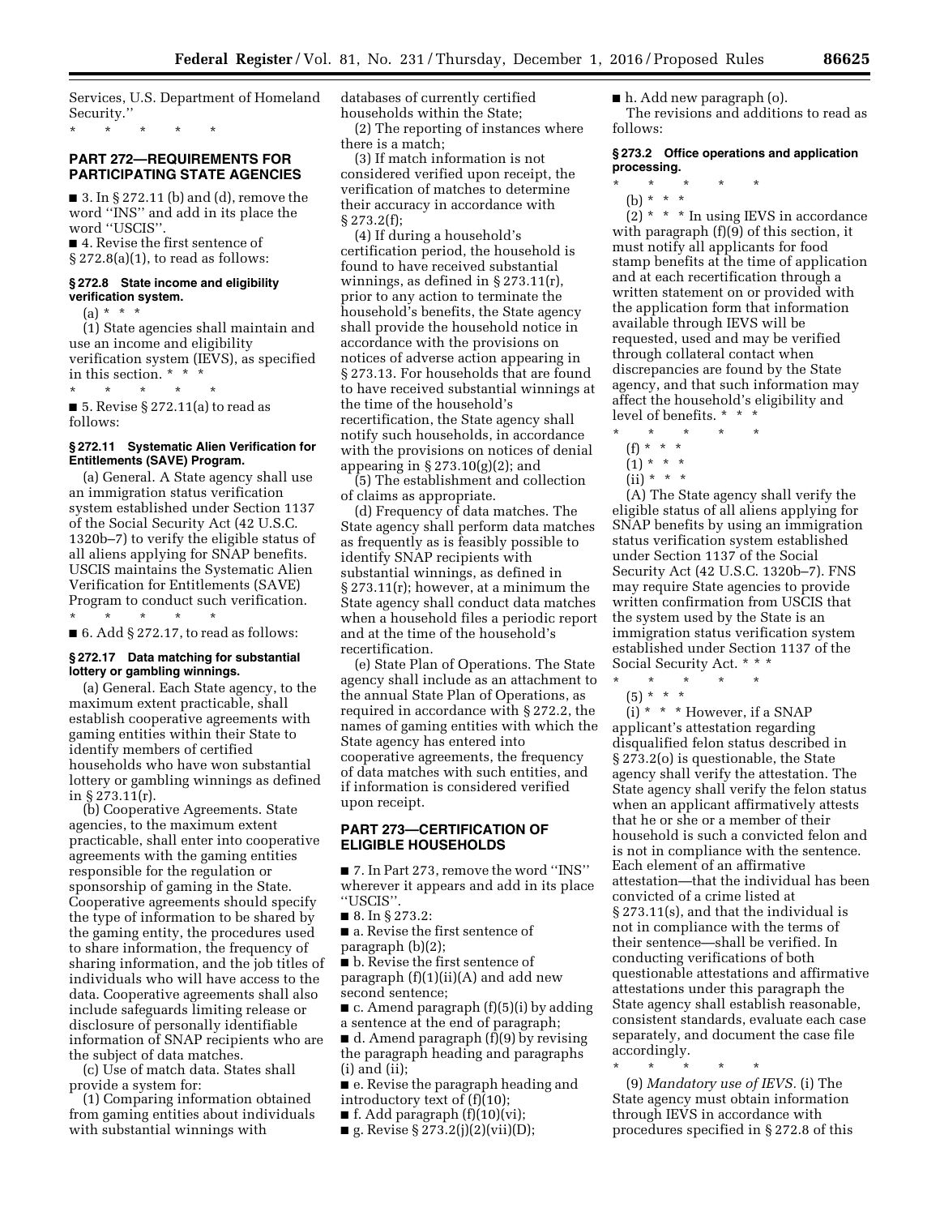Services, U.S. Department of Homeland Security.''

\* \* \* \* \*

## PART 272—REQUIREMENTS FOR PARTICIPATING STATE AGENCIES

■ 3. In § 272.11 (b) and (d), remove the word ''INS'' and add in its place the word ''USCIS''.

■ 4. Revise the first sentence of § 272.8(a)(1), to read as follows:

### § 272.8 State income and eligibility verification system.

(a) \* \* \*

(1) State agencies shall maintain and use an income and eligibility verification system (IEVS), as specified in this section. \* \* \*

\* \* \* \* \*

■ 5. Revise § 272.11(a) to read as follows:

### § 272.11 Systematic Alien Verification for Entitlements (SAVE) Program.

(a) General. A State agency shall use an immigration status verification system established under Section 1137 of the Social Security Act (42 U.S.C. 1320b–7) to verify the eligible status of all aliens applying for SNAP benefits. USCIS maintains the Systematic Alien Verification for Entitlements (SAVE) Program to conduct such verification.

\* \* \* \* \*

■ 6. Add § 272.17, to read as follows:

### § 272.17 Data matching for substantial lottery or gambling winnings.

(a) General. Each State agency, to the maximum extent practicable, shall establish cooperative agreements with gaming entities within their State to identify members of certified households who have won substantial lottery or gambling winnings as defined in § 273.11(r).

(b) Cooperative Agreements. State agencies, to the maximum extent practicable, shall enter into cooperative agreements with the gaming entities responsible for the regulation or sponsorship of gaming in the State. Cooperative agreements should specify the type of information to be shared by the gaming entity, the procedures used to share information, the frequency of sharing information, and the job titles of individuals who will have access to the data. Cooperative agreements shall also include safeguards limiting release or disclosure of personally identifiable information of SNAP recipients who are the subject of data matches.

(c) Use of match data. States shall provide a system for:

(1) Comparing information obtained from gaming entities about individuals with substantial winnings with databases of currently certified households within the State;

(2) The reporting of instances where there is a match;

(3) If match information is not considered verified upon receipt, the verification of matches to determine their accuracy in accordance with § 273.2(f);

(4) If during a household's certification period, the household is found to have received substantial winnings, as defined in § 273.11(r), prior to any action to terminate the household's benefits, the State agency shall provide the household notice in accordance with the provisions on notices of adverse action appearing in § 273.13. For households that are found to have received substantial winnings at the time of the household's recertification, the State agency shall notify such households, in accordance with the provisions on notices of denial appearing in § 273.10(g)(2); and

(5) The establishment and collection of claims as appropriate.

(d) Frequency of data matches. The State agency shall perform data matches as frequently as is feasibly possible to identify SNAP recipients with substantial winnings, as defined in § 273.11(r); however, at a minimum the State agency shall conduct data matches when a household files a periodic report and at the time of the household's recertification.

(e) State Plan of Operations. The State agency shall include as an attachment to the annual State Plan of Operations, as required in accordance with § 272.2, the names of gaming entities with which the State agency has entered into cooperative agreements, the frequency of data matches with such entities, and if information is considered verified upon receipt.

## PART 273—CERTIFICATION OF ELIGIBLE HOUSEHOLDS

■ 7. In Part 273, remove the word ''INS'' wherever it appears and add in its place ''USCIS''.

■ 8. In § 273.2:

■ a. Revise the first sentence of paragraph (b)(2);

■ b. Revise the first sentence of paragraph (f)(1)(ii)(A) and add new second sentence;

■ c. Amend paragraph (f)(5)(i) by adding a sentence at the end of paragraph;

■ d. Amend paragraph (f)(9) by revising the paragraph heading and paragraphs (i) and (ii);

■ e. Revise the paragraph heading and introductory text of (f)(10);

■ f. Add paragraph (f)(10)(vi);

■ g. Revise § 273.2(j)(2)(vii)(D);

■ h. Add new paragraph (o).

The revisions and additions to read as follows:

### § 273.2 Office operations and application processing.

\* \* \* \* \*

(b) \* \* \*

(2) \* \* \* In using IEVS in accordance with paragraph (f)(9) of this section, it must notify all applicants for food stamp benefits at the time of application and at each recertification through a written statement on or provided with the application form that information available through IEVS will be requested, used and may be verified through collateral contact when discrepancies are found by the State agency, and that such information may affect the household's eligibility and level of benefits. \* \* \*

\* \* \* \* \*

(f) \* \* \*

(1) \* \* \*

(ii) \* \* \*

(A) The State agency shall verify the eligible status of all aliens applying for SNAP benefits by using an immigration status verification system established under Section 1137 of the Social Security Act (42 U.S.C. 1320b–7). FNS may require State agencies to provide written confirmation from USCIS that the system used by the State is an immigration status verification system established under Section 1137 of the Social Security Act. \* \* \*

\* \* \* \* \*

(5) \* \* \*

(i) \* \* \* However, if a SNAP applicant's attestation regarding disqualified felon status described in § 273.2(o) is questionable, the State agency shall verify the attestation. The State agency shall verify the felon status when an applicant affirmatively attests that he or she or a member of their household is such a convicted felon and is not in compliance with the sentence. Each element of an affirmative attestation—that the individual has been convicted of a crime listed at § 273.11(s), and that the individual is not in compliance with the terms of their sentence—shall be verified. In conducting verifications of both questionable attestations and affirmative attestations under this paragraph the State agency shall establish reasonable, consistent standards, evaluate each case separately, and document the case file accordingly.

\* \* \* \* \*

(9) *Mandatory use of IEVS.* (i) The State agency must obtain information through IEVS in accordance with procedures specified in § 272.8 of this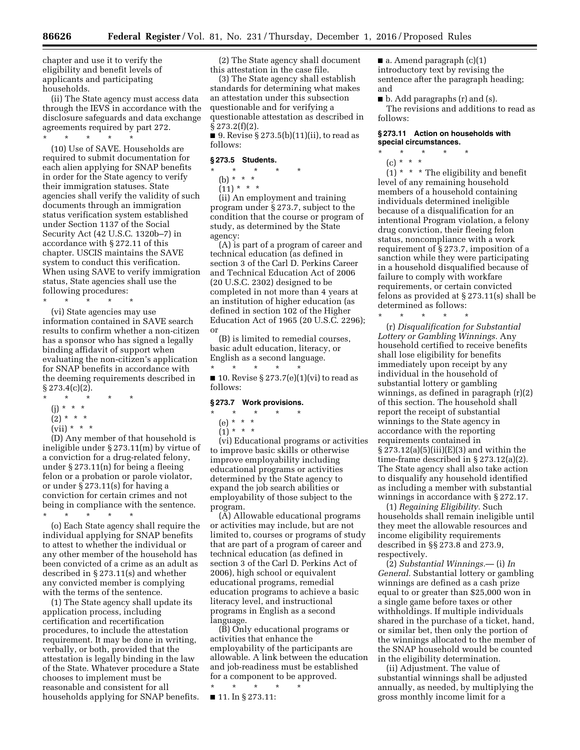chapter and use it to verify the eligibility and benefit levels of applicants and participating households.

(ii) The State agency must access data through the IEVS in accordance with the disclosure safeguards and data exchange agreements required by part 272.

\* \* \* \* \*

(10) Use of SAVE. Households are required to submit documentation for each alien applying for SNAP benefits in order for the State agency to verify their immigration statuses. State agencies shall verify the validity of such documents through an immigration status verification system established under Section 1137 of the Social Security Act (42 U.S.C. 1320b–7) in accordance with § 272.11 of this chapter. USCIS maintains the SAVE system to conduct this verification. When using SAVE to verify immigration status, State agencies shall use the following procedures:

\* \* \* \* \*

(vi) State agencies may use information contained in SAVE search results to confirm whether a non-citizen has a sponsor who has signed a legally binding affidavit of support when evaluating the non-citizen's application for SNAP benefits in accordance with the deeming requirements described in § 273.4(c)(2).

\* \* \* \* \*

(j) \* \* \*

(2) \* \* \*

(vii) \* \* \*

(D) Any member of that household is ineligible under § 273.11(m) by virtue of a conviction for a drug-related felony, under § 273.11(n) for being a fleeing felon or a probation or parole violator, or under § 273.11(s) for having a conviction for certain crimes and not being in compliance with the sentence.

\* \* \* \* \*

(o) Each State agency shall require the individual applying for SNAP benefits to attest to whether the individual or any other member of the household has been convicted of a crime as an adult as described in § 273.11(s) and whether any convicted member is complying with the terms of the sentence.

(1) The State agency shall update its application process, including certification and recertification procedures, to include the attestation requirement. It may be done in writing, verbally, or both, provided that the attestation is legally binding in the law of the State. Whatever procedure a State chooses to implement must be reasonable and consistent for all households applying for SNAP benefits.

(2) The State agency shall document this attestation in the case file.

(3) The State agency shall establish standards for determining what makes an attestation under this subsection questionable and for verifying a questionable attestation as described in § 273.2(f)(2).

■ 9. Revise § 273.5(b)(11)(ii), to read as follows:

### § 273.5 Students.

\* \* \* \* \*

(b) \* \* \*

(11) \* \* \*

(ii) An employment and training program under § 273.7, subject to the condition that the course or program of study, as determined by the State agency:

(A) is part of a program of career and technical education (as defined in section 3 of the Carl D. Perkins Career and Technical Education Act of 2006 (20 U.S.C. 2302) designed to be completed in not more than 4 years at an institution of higher education (as defined in section 102 of the Higher Education Act of 1965 (20 U.S.C. 2296); or

(B) is limited to remedial courses, basic adult education, literacy, or English as a second language.

\* \* \* \* \*

■ 10. Revise § 273.7(e)(1)(vi) to read as follows:

### § 273.7 Work provisions.

\* \* \* \* \*

(e) \* \* \*

(1) \* \* \*

(vi) Educational programs or activities to improve basic skills or otherwise improve employability including educational programs or activities determined by the State agency to expand the job search abilities or employability of those subject to the program.

(A) Allowable educational programs or activities may include, but are not limited to, courses or programs of study that are part of a program of career and technical education (as defined in section 3 of the Carl D. Perkins Act of 2006), high school or equivalent educational programs, remedial education programs to achieve a basic literacy level, and instructional programs in English as a second language.

(B) Only educational programs or activities that enhance the employability of the participants are allowable. A link between the education and job-readiness must be established for a component to be approved.

\* \* \* \* \*

■ 11. In § 273.11:

■ a. Amend paragraph (c)(1) introductory text by revising the sentence after the paragraph heading; and

■ b. Add paragraphs (r) and (s).

The revisions and additions to read as follows:

### § 273.11 Action on households with special circumstances.

\* \* \* \* \*

(c) \* \* \*

(1) \* \* \* The eligibility and benefit level of any remaining household members of a household containing individuals determined ineligible because of a disqualification for an intentional Program violation, a felony drug conviction, their fleeing felon status, noncompliance with a work requirement of § 273.7, imposition of a sanction while they were participating in a household disqualified because of failure to comply with workfare requirements, or certain convicted felons as provided at § 273.11(s) shall be determined as follows:

\* \* \* \* \*

(r) *Disqualification for Substantial Lottery or Gambling Winnings.* Any household certified to receive benefits shall lose eligibility for benefits immediately upon receipt by any individual in the household of substantial lottery or gambling winnings, as defined in paragraph (r)(2) of this section. The household shall report the receipt of substantial winnings to the State agency in accordance with the reporting requirements contained in § 273.12(a)(5)(iii)(E)(3) and within the time-frame described in § 273.12(a)(2). The State agency shall also take action to disqualify any household identified as including a member with substantial winnings in accordance with § 272.17.

(1) *Regaining Eligibility.* Such households shall remain ineligible until they meet the allowable resources and income eligibility requirements described in §§ 273.8 and 273.9, respectively.

(2) *Substantial Winnings.*— (i) *In General.* Substantial lottery or gambling winnings are defined as a cash prize equal to or greater than $25,000 won in a single game before taxes or other withholdings. If multiple individuals shared in the purchase of a ticket, hand, or similar bet, then only the portion of the winnings allocated to the member of the SNAP household would be counted in the eligibility determination.

(ii) Adjustment. The value of substantial winnings shall be adjusted annually, as needed, by multiplying the gross monthly income limit for a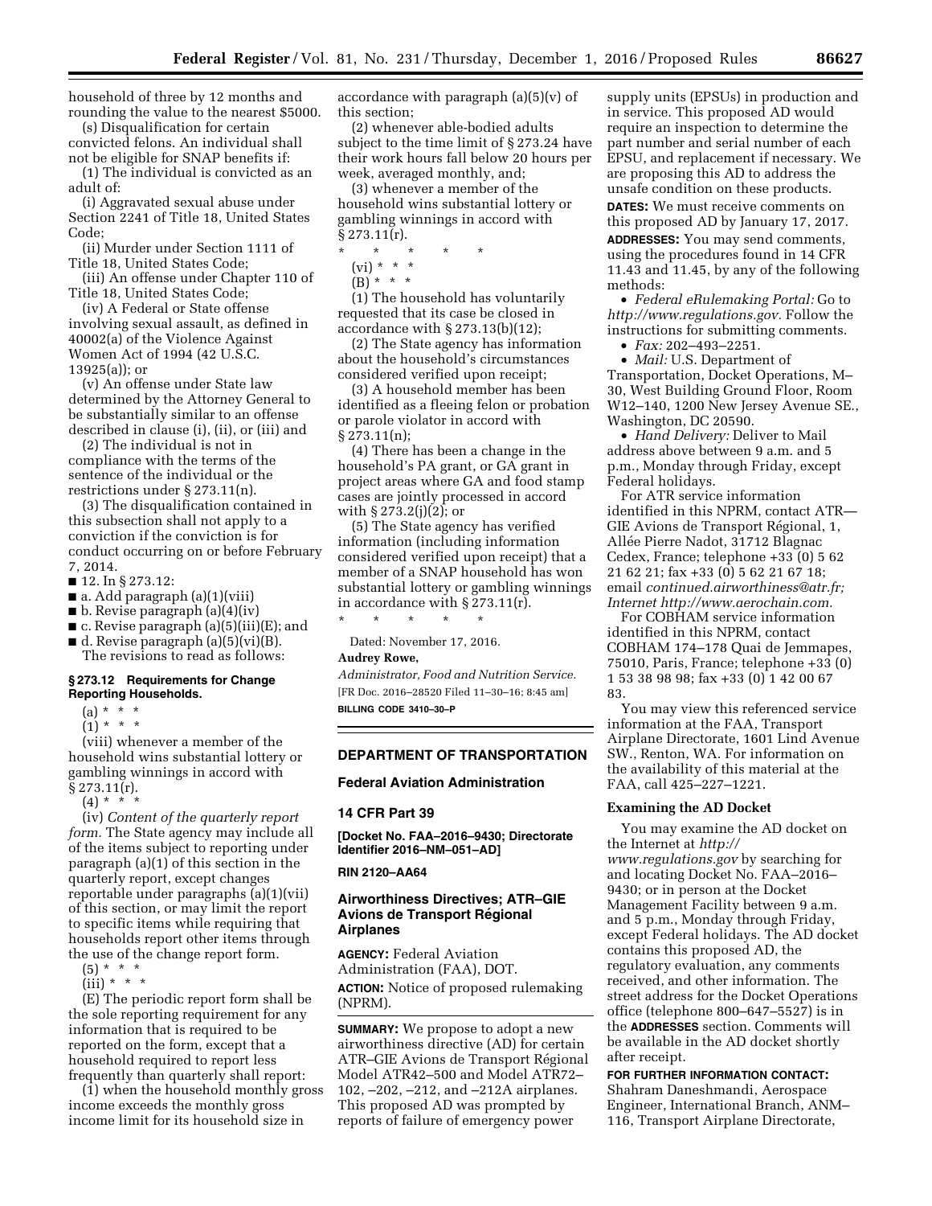household of three by 12 months and rounding the value to the nearest $5000.

(s) Disqualification for certain convicted felons. An individual shall not be eligible for SNAP benefits if:

(1) The individual is convicted as an adult of:

(i) Aggravated sexual abuse under Section 2241 of Title 18, United States Code;

(ii) Murder under Section 1111 of Title 18, United States Code;

(iii) An offense under Chapter 110 of Title 18, United States Code;

(iv) A Federal or State offense involving sexual assault, as defined in 40002(a) of the Violence Against Women Act of 1994 (42 U.S.C. 13925(a)); or

(v) An offense under State law determined by the Attorney General to be substantially similar to an offense described in clause (i), (ii), or (iii) and

(2) The individual is not in compliance with the terms of the sentence of the individual or the restrictions under § 273.11(n).

(3) The disqualification contained in this subsection shall not apply to a conviction if the conviction is for conduct occurring on or before February 7, 2014.

■ 12. In § 273.12:

■ a. Add paragraph (a)(1)(viii)

■ b. Revise paragraph (a)(4)(iv)

■ c. Revise paragraph (a)(5)(iii)(E); and

■ d. Revise paragraph (a)(5)(vi)(B).

The revisions to read as follows:

### § 273.12 Requirements for Change Reporting Households.

(a) * * *

(1) * * *

(viii) whenever a member of the household wins substantial lottery or gambling winnings in accord with § 273.11(r).

(4) * * *

(iv) *Content of the quarterly report form.* The State agency may include all of the items subject to reporting under paragraph (a)(1) of this section in the quarterly report, except changes reportable under paragraphs (a)(1)(vii) of this section, or may limit the report to specific items while requiring that households report other items through the use of the change report form.

(5) * * *

(iii) * * *

(E) The periodic report form shall be the sole reporting requirement for any information that is required to be reported on the form, except that a household required to report less frequently than quarterly shall report:

(1) when the household monthly gross income exceeds the monthly gross income limit for its household size in accordance with paragraph (a)(5)(v) of this section;

(2) whenever able-bodied adults subject to the time limit of § 273.24 have their work hours fall below 20 hours per week, averaged monthly, and;

(3) whenever a member of the household wins substantial lottery or gambling winnings in accord with § 273.11(r).

\* \* \* \* \*

(vi) * * *

(B) * * *

(1) The household has voluntarily requested that its case be closed in accordance with § 273.13(b)(12);

(2) The State agency has information about the household's circumstances considered verified upon receipt;

(3) A household member has been identified as a fleeing felon or probation or parole violator in accord with § 273.11(n);

(4) There has been a change in the household's PA grant, or GA grant in project areas where GA and food stamp cases are jointly processed in accord with § 273.2(j)(2); or

(5) The State agency has verified information (including information considered verified upon receipt) that a member of a SNAP household has won substantial lottery or gambling winnings in accordance with § 273.11(r).

\* \* \* \* \*

Dated: November 17, 2016.

**Audrey Rowe,**

*Administrator, Food and Nutrition Service.*

[FR Doc. 2016–28520 Filed 11–30–16; 8:45 am]

**BILLING CODE 3410–30–P**

## DEPARTMENT OF TRANSPORTATION

### Federal Aviation Administration

### 14 CFR Part 39

**[Docket No. FAA–2016–9430; Directorate Identifier 2016–NM–051–AD]**

**RIN 2120–AA64**

### Airworthiness Directives; ATR–GIE Avions de Transport Régional Airplanes

**AGENCY:** Federal Aviation Administration (FAA), DOT.

**ACTION:** Notice of proposed rulemaking (NPRM).

**SUMMARY:** We propose to adopt a new airworthiness directive (AD) for certain ATR–GIE Avions de Transport Régional Model ATR42–500 and Model ATR72–102, –202, –212, and –212A airplanes. This proposed AD was prompted by reports of failure of emergency power supply units (EPSUs) in production and in service. This proposed AD would require an inspection to determine the part number and serial number of each EPSU, and replacement if necessary. We are proposing this AD to address the unsafe condition on these products.

**DATES:** We must receive comments on this proposed AD by January 17, 2017.

**ADDRESSES:** You may send comments, using the procedures found in 14 CFR 11.43 and 11.45, by any of the following methods:

- *Federal eRulemaking Portal:* Go to *http://www.regulations.gov.* Follow the instructions for submitting comments.
- *Fax:* 202–493–2251.
- *Mail:* U.S. Department of Transportation, Docket Operations, M–30, West Building Ground Floor, Room W12–140, 1200 New Jersey Avenue SE., Washington, DC 20590.
- *Hand Delivery:* Deliver to Mail address above between 9 a.m. and 5 p.m., Monday through Friday, except Federal holidays.

For ATR service information identified in this NPRM, contact ATR—GIE Avions de Transport Régional, 1, Allée Pierre Nadot, 31712 Blagnac Cedex, France; telephone +33 (0) 5 62 21 62 21; fax +33 (0) 5 62 21 67 18; email *continued.airworthiness@atr.fr; Internet http://www.aerochain.com.*

For COBHAM service information identified in this NPRM, contact COBHAM 174–178 Quai de Jemmapes, 75010, Paris, France; telephone +33 (0) 1 53 38 98 98; fax +33 (0) 1 42 00 67 83.

You may view this referenced service information at the FAA, Transport Airplane Directorate, 1601 Lind Avenue SW., Renton, WA. For information on the availability of this material at the FAA, call 425–227–1221.

### Examining the AD Docket

You may examine the AD docket on the Internet at *http://www.regulations.gov* by searching for and locating Docket No. FAA–2016–9430; or in person at the Docket Management Facility between 9 a.m. and 5 p.m., Monday through Friday, except Federal holidays. The AD docket contains this proposed AD, the regulatory evaluation, any comments received, and other information. The street address for the Docket Operations office (telephone 800–647–5527) is in the **ADDRESSES** section. Comments will be available in the AD docket shortly after receipt.

**FOR FURTHER INFORMATION CONTACT:** Shahram Daneshmandi, Aerospace Engineer, International Branch, ANM–116, Transport Airplane Directorate,